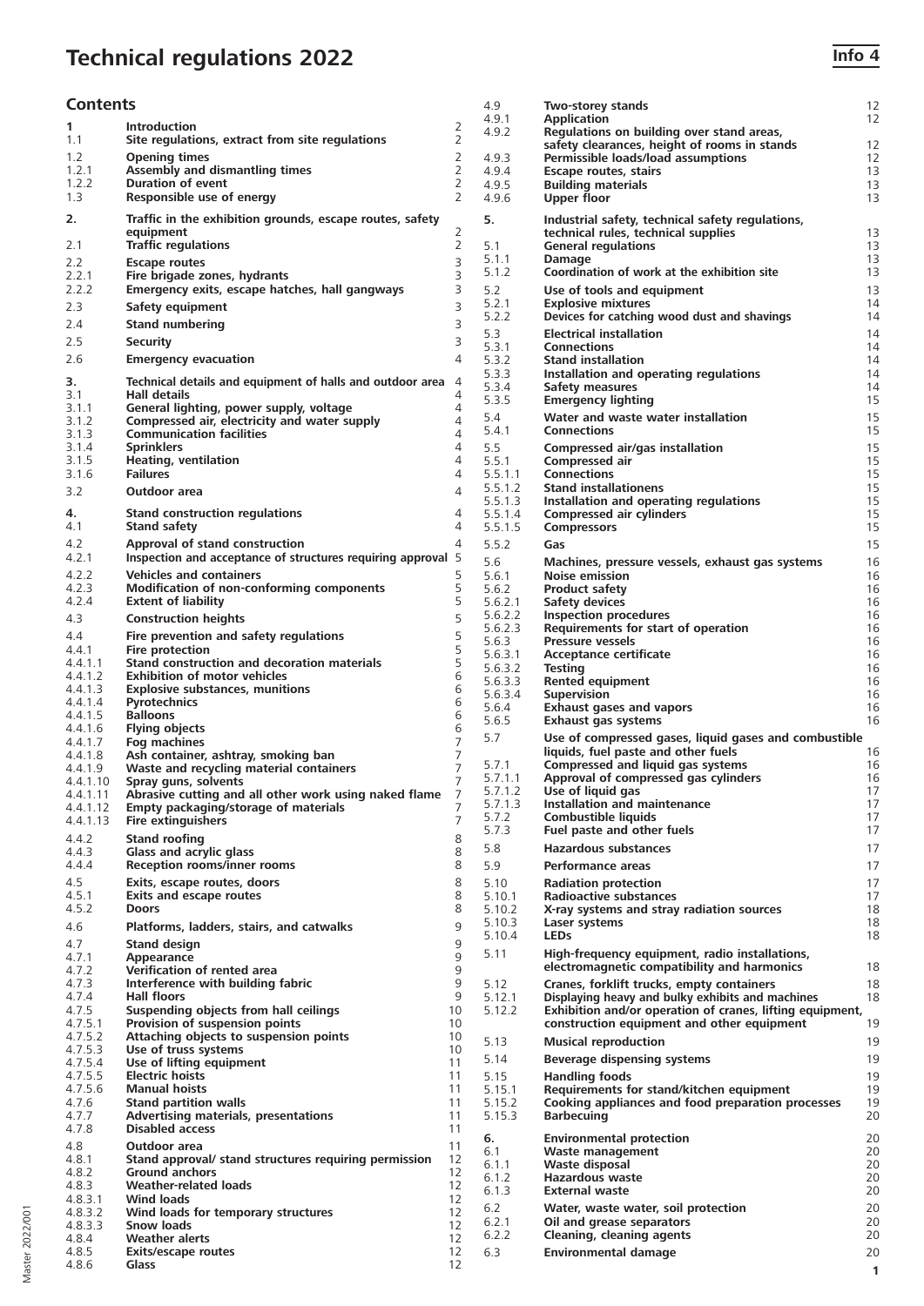# Technical regulations 2022

Info 4

## Contents

| | | |
|---|---|---|
| **1** | **Introduction** | 2 |
| 1.1 | **Site regulations, extract from site regulations** | 2 |
| 1.2 | **Opening times** | 2 |
| 1.2.1 | **Assembly and dismantling times** | 2 |
| 1.2.2 | **Duration of event** | 2 |
| 1.3 | **Responsible use of energy** | 2 |
| **2.** | **Traffic in the exhibition grounds, escape routes, safety equipment** | 2 |
| 2.1 | **Traffic regulations** | 2 |
| 2.2 | **Escape routes** | 3 |
| 2.2.1 | **Fire brigade zones, hydrants** | 3 |
| 2.2.2 | **Emergency exits, escape hatches, hall gangways** | 3 |
| 2.3 | **Safety equipment** | 3 |
| 2.4 | **Stand numbering** | 3 |
| 2.5 | **Security** | 3 |
| 2.6 | **Emergency evacuation** | 4 |
| **3.** | **Technical details and equipment of halls and outdoor area** | 4 |
| 3.1 | **Hall details** | 4 |
| 3.1.1 | **General lighting, power supply, voltage** | 4 |
| 3.1.2 | **Compressed air, electricity and water supply** | 4 |
| 3.1.3 | **Communication facilities** | 4 |
| 3.1.4 | **Sprinklers** | 4 |
| 3.1.5 | **Heating, ventilation** | 4 |
| 3.1.6 | **Failures** | 4 |
| 3.2 | **Outdoor area** | 4 |
| **4.** | **Stand construction regulations** | 4 |
| 4.1 | **Stand safety** | 4 |
| 4.2 | **Approval of stand construction** | 4 |
| 4.2.1 | **Inspection and acceptance of structures requiring approval** | 5 |
| 4.2.2 | **Vehicles and containers** | 5 |
| 4.2.3 | **Modification of non-conforming components** | 5 |
| 4.2.4 | **Extent of liability** | 5 |
| 4.3 | **Construction heights** | 5 |
| 4.4 | **Fire prevention and safety regulations** | 5 |
| 4.4.1 | **Fire protection** | 5 |
| 4.4.1.1 | **Stand construction and decoration materials** | 5 |
| 4.4.1.2 | **Exhibition of motor vehicles** | 6 |
| 4.4.1.3 | **Explosive substances, munitions** | 6 |
| 4.4.1.4 | **Pyrotechnics** | 6 |
| 4.4.1.5 | **Balloons** | 6 |
| 4.4.1.6 | **Flying objects** | 6 |
| 4.4.1.7 | **Fog machines** | 7 |
| 4.4.1.8 | **Ash container, ashtray, smoking ban** | 7 |
| 4.4.1.9 | **Waste and recycling material containers** | 7 |
| 4.4.1.10 | **Spray guns, solvents** | 7 |
| 4.4.1.11 | **Abrasive cutting and all other work using naked flame** | 7 |
| 4.4.1.12 | **Empty packaging/storage of materials** | 7 |
| 4.4.1.13 | **Fire extinguishers** | 7 |
| 4.4.2 | **Stand roofing** | 8 |
| 4.4.3 | **Glass and acrylic glass** | 8 |
| 4.4.4 | **Reception rooms/inner rooms** | 8 |
| 4.5 | **Exits, escape routes, doors** | 8 |
| 4.5.1 | **Exits and escape routes** | 8 |
| 4.5.2 | **Doors** | 8 |
| 4.6 | **Platforms, ladders, stairs, and catwalks** | 9 |
| 4.7 | **Stand design** | 9 |
| 4.7.1 | **Appearance** | 9 |
| 4.7.2 | **Verification of rented area** | 9 |
| 4.7.3 | **Interference with building fabric** | 9 |
| 4.7.4 | **Hall floors** | 9 |
| 4.7.5 | **Suspending objects from hall ceilings** | 10 |
| 4.7.5.1 | **Provision of suspension points** | 10 |
| 4.7.5.2 | **Attaching objects to suspension points** | 10 |
| 4.7.5.3 | **Use of truss systems** | 10 |
| 4.7.5.4 | **Use of lifting equipment** | 11 |
| 4.7.5.5 | **Electric hoists** | 11 |
| 4.7.5.6 | **Manual hoists** | 11 |
| 4.7.6 | **Stand partition walls** | 11 |
| 4.7.7 | **Advertising materials, presentations** | 11 |
| 4.7.8 | **Disabled access** | 11 |
| 4.8 | **Outdoor area** | 11 |
| 4.8.1 | **Stand approval/ stand structures requiring permission** | 12 |
| 4.8.2 | **Ground anchors** | 12 |
| 4.8.3 | **Weather-related loads** | 12 |
| 4.8.3.1 | **Wind loads** | 12 |
| 4.8.3.2 | **Wind loads for temporary structures** | 12 |
| 4.8.3.3 | **Snow loads** | 12 |
| 4.8.4 | **Weather alerts** | 12 |
| 4.8.5 | **Exits/escape routes** | 12 |
| 4.8.6 | **Glass** | 12 |
| 4.9 | **Two-storey stands** | 12 |
| 4.9.1 | **Application** | 12 |
| 4.9.2 | **Regulations on building over stand areas, safety clearances, height of rooms in stands** | 12 |
| 4.9.3 | **Permissible loads/load assumptions** | 12 |
| 4.9.4 | **Escape routes, stairs** | 13 |
| 4.9.5 | **Building materials** | 13 |
| 4.9.6 | **Upper floor** | 13 |
| **5.** | **Industrial safety, technical safety regulations, technical rules, technical supplies** | 13 |
| 5.1 | **General regulations** | 13 |
| 5.1.1 | **Damage** | 13 |
| 5.1.2 | **Coordination of work at the exhibition site** | 13 |
| 5.2 | **Use of tools and equipment** | 13 |
| 5.2.1 | **Explosive mixtures** | 14 |
| 5.2.2 | **Devices for catching wood dust and shavings** | 14 |
| 5.3 | **Electrical installation** | 14 |
| 5.3.1 | **Connections** | 14 |
| 5.3.2 | **Stand installation** | 14 |
| 5.3.3 | **Installation and operating regulations** | 14 |
| 5.3.4 | **Safety measures** | 14 |
| 5.3.5 | **Emergency lighting** | 15 |
| 5.4 | **Water and waste water installation** | 15 |
| 5.4.1 | **Connections** | 15 |
| 5.5 | **Compressed air/gas installation** | 15 |
| 5.5.1 | **Compressed air** | 15 |
| 5.5.1.1 | **Connections** | 15 |
| 5.5.1.2 | **Stand installationens** | 15 |
| 5.5.1.3 | **Installation and operating regulations** | 15 |
| 5.5.1.4 | **Compressed air cylinders** | 15 |
| 5.5.1.5 | **Compressors** | 15 |
| 5.5.2 | **Gas** | 15 |
| 5.6 | **Machines, pressure vessels, exhaust gas systems** | 16 |
| 5.6.1 | **Noise emission** | 16 |
| 5.6.2 | **Product safety** | 16 |
| 5.6.2.1 | **Safety devices** | 16 |
| 5.6.2.2 | **Inspection procedures** | 16 |
| 5.6.2.3 | **Requirements for start of operation** | 16 |
| 5.6.3 | **Pressure vessels** | 16 |
| 5.6.3.1 | **Acceptance certificate** | 16 |
| 5.6.3.2 | **Testing** | 16 |
| 5.6.3.3 | **Rented equipment** | 16 |
| 5.6.3.4 | **Supervision** | 16 |
| 5.6.4 | **Exhaust gases and vapors** | 16 |
| 5.6.5 | **Exhaust gas systems** | 16 |
| 5.7 | **Use of compressed gases, liquid gases and combustible liquids, fuel paste and other fuels** | 16 |
| 5.7.1 | **Compressed and liquid gas systems** | 16 |
| 5.7.1.1 | **Approval of compressed gas cylinders** | 16 |
| 5.7.1.2 | **Use of liquid gas** | 17 |
| 5.7.1.3 | **Installation and maintenance** | 17 |
| 5.7.2 | **Combustible liquids** | 17 |
| 5.7.3 | **Fuel paste and other fuels** | 17 |
| 5.8 | **Hazardous substances** | 17 |
| 5.9 | **Performance areas** | 17 |
| 5.10 | **Radiation protection** | 17 |
| 5.10.1 | **Radioactive substances** | 17 |
| 5.10.2 | **X-ray systems and stray radiation sources** | 18 |
| 5.10.3 | **Laser systems** | 18 |
| 5.10.4 | **LEDs** | 18 |
| 5.11 | **High-frequency equipment, radio installations, electromagnetic compatibility and harmonics** | 18 |
| 5.12 | **Cranes, forklift trucks, empty containers** | 18 |
| 5.12.1 | **Displaying heavy and bulky exhibits and machines** | 18 |
| 5.12.2 | **Exhibition and/or operation of cranes, lifting equipment, construction equipment and other equipment** | 19 |
| 5.13 | **Musical reproduction** | 19 |
| 5.14 | **Beverage dispensing systems** | 19 |
| 5.15 | **Handling foods** | 19 |
| 5.15.1 | **Requirements for stand/kitchen equipment** | 19 |
| 5.15.2 | **Cooking appliances and food preparation processes** | 19 |
| 5.15.3 | **Barbecuing** | 20 |
| **6.** | **Environmental protection** | 20 |
| 6.1 | **Waste management** | 20 |
| 6.1.1 | **Waste disposal** | 20 |
| 6.1.2 | **Hazardous waste** | 20 |
| 6.1.3 | **External waste** | 20 |
| 6.2 | **Water, waste water, soil protection** | 20 |
| 6.2.1 | **Oil and grease separators** | 20 |
| 6.2.2 | **Cleaning, cleaning agents** | 20 |
| 6.3 | **Environmental damage** | 20 |

Master 2022/001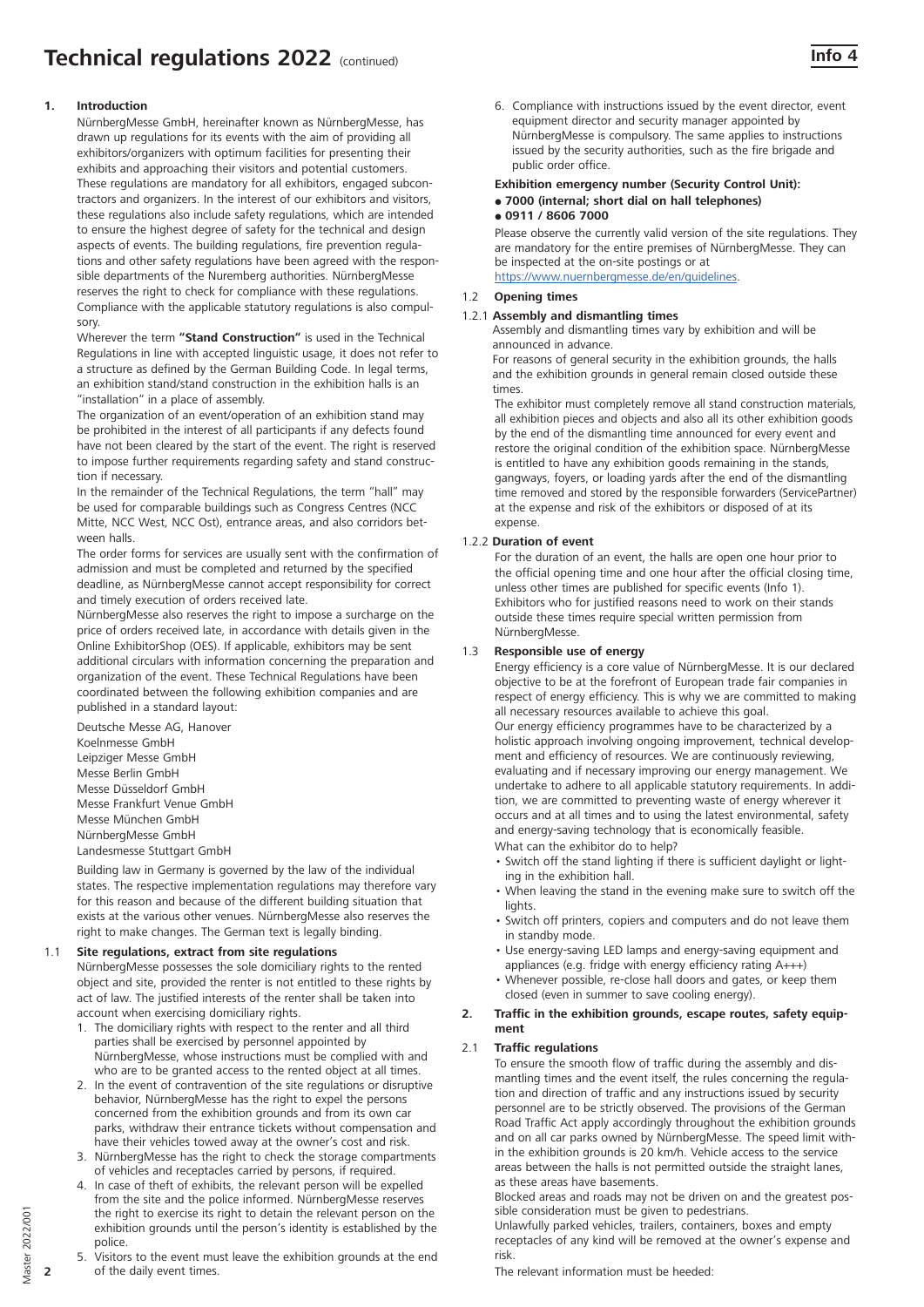# Technical regulations 2022 (continued)

Info 4

## 1. Introduction

NürnbergMesse GmbH, hereinafter known as NürnbergMesse, has drawn up regulations for its events with the aim of providing all exhibitors/organizers with optimum facilities for presenting their exhibits and approaching their visitors and potential customers. These regulations are mandatory for all exhibitors, engaged subcontractors and organizers. In the interest of our exhibitors and visitors, these regulations also include safety regulations, which are intended to ensure the highest degree of safety for the technical and design aspects of events. The building regulations, fire prevention regulations and other safety regulations have been agreed with the responsible departments of the Nuremberg authorities. NürnbergMesse reserves the right to check for compliance with these regulations. Compliance with the applicable statutory regulations is also compulsory.

Wherever the term **"Stand Construction"** is used in the Technical Regulations in line with accepted linguistic usage, it does not refer to a structure as defined by the German Building Code. In legal terms, an exhibition stand/stand construction in the exhibition halls is an "installation" in a place of assembly.

The organization of an event/operation of an exhibition stand may be prohibited in the interest of all participants if any defects found have not been cleared by the start of the event. The right is reserved to impose further requirements regarding safety and stand construction if necessary.

In the remainder of the Technical Regulations, the term "hall" may be used for comparable buildings such as Congress Centres (NCC Mitte, NCC West, NCC Ost), entrance areas, and also corridors between halls.

The order forms for services are usually sent with the confirmation of admission and must be completed and returned by the specified deadline, as NürnbergMesse cannot accept responsibility for correct and timely execution of orders received late.

NürnbergMesse also reserves the right to impose a surcharge on the price of orders received late, in accordance with details given in the Online ExhibitorShop (OES). If applicable, exhibitors may be sent additional circulars with information concerning the preparation and organization of the event. These Technical Regulations have been coordinated between the following exhibition companies and are published in a standard layout:

Deutsche Messe AG, Hanover
Koelnmesse GmbH
Leipziger Messe GmbH
Messe Berlin GmbH
Messe Düsseldorf GmbH
Messe Frankfurt Venue GmbH
Messe München GmbH
NürnbergMesse GmbH
Landesmesse Stuttgart GmbH

Building law in Germany is governed by the law of the individual states. The respective implementation regulations may therefore vary for this reason and because of the different building situation that exists at the various other venues. NürnbergMesse also reserves the right to make changes. The German text is legally binding.

### 1.1 Site regulations, extract from site regulations

NürnbergMesse possesses the sole domiciliary rights to the rented object and site, provided the renter is not entitled to these rights by act of law. The justified interests of the renter shall be taken into account when exercising domiciliary rights.

1. The domiciliary rights with respect to the renter and all third parties shall be exercised by personnel appointed by NürnbergMesse, whose instructions must be complied with and who are to be granted access to the rented object at all times.
2. In the event of contravention of the site regulations or disruptive behavior, NürnbergMesse has the right to expel the persons concerned from the exhibition grounds and from its own car parks, withdraw their entrance tickets without compensation and have their vehicles towed away at the owner's cost and risk.
3. NürnbergMesse has the right to check the storage compartments of vehicles and receptacles carried by persons, if required.
4. In case of theft of exhibits, the relevant person will be expelled from the site and the police informed. NürnbergMesse reserves the right to exercise its right to detain the relevant person on the exhibition grounds until the person's identity is established by the police.
5. Visitors to the event must leave the exhibition grounds at the end of the daily event times.
6. Compliance with instructions issued by the event director, event equipment director and security manager appointed by NürnbergMesse is compulsory. The same applies to instructions issued by the security authorities, such as the fire brigade and public order office.

**Exhibition emergency number (Security Control Unit):**

- **7000 (internal; short dial on hall telephones)**
- **0911 / 8606 7000**

Please observe the currently valid version of the site regulations. They are mandatory for the entire premises of NürnbergMesse. They can be inspected at the on-site postings or at https://www.nuernbergmesse.de/en/guidelines.

### 1.2 Opening times

#### 1.2.1 Assembly and dismantling times

Assembly and dismantling times vary by exhibition and will be announced in advance.

For reasons of general security in the exhibition grounds, the halls and the exhibition grounds in general remain closed outside these times.

The exhibitor must completely remove all stand construction materials, all exhibition pieces and objects and also all its other exhibition goods by the end of the dismantling time announced for every event and restore the original condition of the exhibition space. NürnbergMesse is entitled to have any exhibition goods remaining in the stands, gangways, foyers, or loading yards after the end of the dismantling time removed and stored by the responsible forwarders (ServicePartner) at the expense and risk of the exhibitors or disposed of at its expense.

#### 1.2.2 Duration of event

For the duration of an event, the halls are open one hour prior to the official opening time and one hour after the official closing time, unless other times are published for specific events (Info 1). Exhibitors who for justified reasons need to work on their stands outside these times require special written permission from NürnbergMesse.

### 1.3 Responsible use of energy

Energy efficiency is a core value of NürnbergMesse. It is our declared objective to be at the forefront of European trade fair companies in respect of energy efficiency. This is why we are committed to making all necessary resources available to achieve this goal.

Our energy efficiency programmes have to be characterized by a holistic approach involving ongoing improvement, technical development and efficiency of resources. We are continuously reviewing, evaluating and if necessary improving our energy management. We undertake to adhere to all applicable statutory requirements. In addition, we are committed to preventing waste of energy wherever it occurs and at all times and to using the latest environmental, safety and energy-saving technology that is economically feasible.

What can the exhibitor do to help?

- Switch off the stand lighting if there is sufficient daylight or lighting in the exhibition hall.
- When leaving the stand in the evening make sure to switch off the lights.
- Switch off printers, copiers and computers and do not leave them in standby mode.
- Use energy-saving LED lamps and energy-saving equipment and appliances (e.g. fridge with energy efficiency rating A+++)
- Whenever possible, re-close hall doors and gates, or keep them closed (even in summer to save cooling energy).

## 2. Traffic in the exhibition grounds, escape routes, safety equipment

### 2.1 Traffic regulations

To ensure the smooth flow of traffic during the assembly and dismantling times and the event itself, the rules concerning the regulation and direction of traffic and any instructions issued by security personnel are to be strictly observed. The provisions of the German Road Traffic Act apply accordingly throughout the exhibition grounds and on all car parks owned by NürnbergMesse. The speed limit within the exhibition grounds is 20 km/h. Vehicle access to the service areas between the halls is not permitted outside the straight lanes, as these areas have basements.

Blocked areas and roads may not be driven on and the greatest possible consideration must be given to pedestrians.

Unlawfully parked vehicles, trailers, containers, boxes and empty receptacles of any kind will be removed at the owner's expense and risk.

The relevant information must be heeded: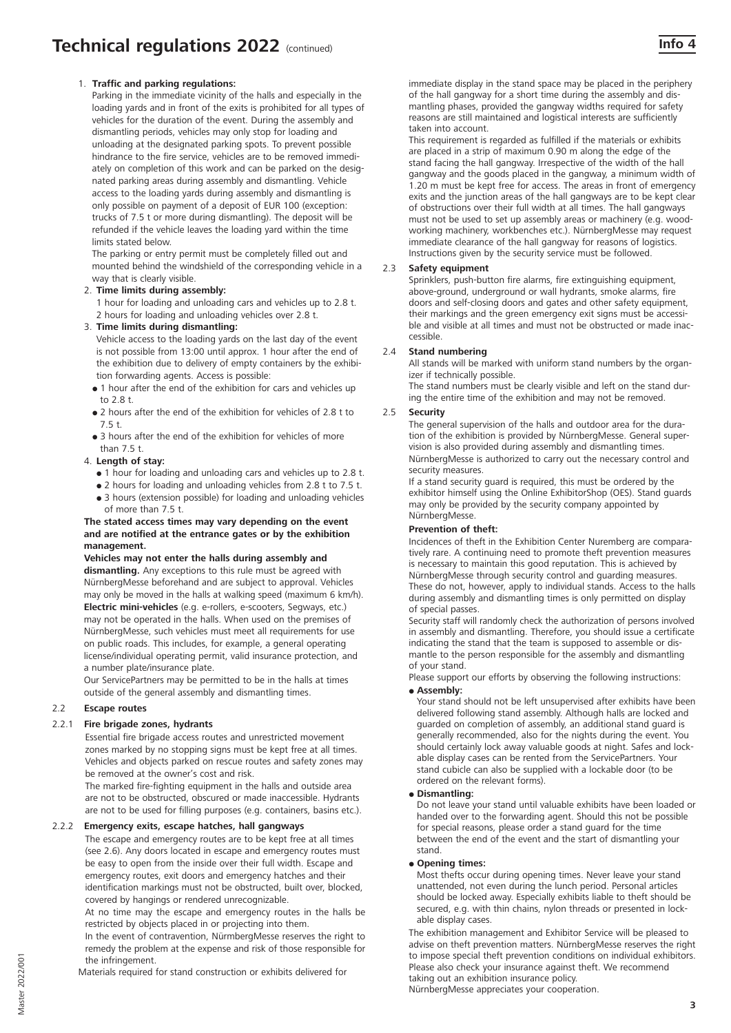# Technical regulations 2022 (continued)

1. **Traffic and parking regulations:**
   Parking in the immediate vicinity of the halls and especially in the loading yards and in front of the exits is prohibited for all types of vehicles for the duration of the event. During the assembly and dismantling periods, vehicles may only stop for loading and unloading at the designated parking spots. To prevent possible hindrance to the fire service, vehicles are to be removed immediately on completion of this work and can be parked on the designated parking areas during assembly and dismantling. Vehicle access to the loading yards during assembly and dismantling is only possible on payment of a deposit of EUR 100 (exception: trucks of 7.5 t or more during dismantling). The deposit will be refunded if the vehicle leaves the loading yard within the time limits stated below.
   The parking or entry permit must be completely filled out and mounted behind the windshield of the corresponding vehicle in a way that is clearly visible.
2. **Time limits during assembly:**
   1 hour for loading and unloading cars and vehicles up to 2.8 t.
   2 hours for loading and unloading vehicles over 2.8 t.
3. **Time limits during dismantling:**
   Vehicle access to the loading yards on the last day of the event is not possible from 13:00 until approx. 1 hour after the end of the exhibition due to delivery of empty containers by the exhibition forwarding agents. Access is possible:
   - 1 hour after the end of the exhibition for cars and vehicles up to 2.8 t.
   - 2 hours after the end of the exhibition for vehicles of 2.8 t to 7.5 t.
   - 3 hours after the end of the exhibition for vehicles of more than 7.5 t.
4. **Length of stay:**
   - 1 hour for loading and unloading cars and vehicles up to 2.8 t.
   - 2 hours for loading and unloading vehicles from 2.8 t to 7.5 t.
   - 3 hours (extension possible) for loading and unloading vehicles of more than 7.5 t.

   **The stated access times may vary depending on the event and are notified at the entrance gates or by the exhibition management.**

   **Vehicles may not enter the halls during assembly and dismantling.** Any exceptions to this rule must be agreed with NürnbergMesse beforehand and are subject to approval. Vehicles may only be moved in the halls at walking speed (maximum 6 km/h).
   **Electric mini-vehicles** (e.g. e-rollers, e-scooters, Segways, etc.) may not be operated in the halls. When used on the premises of NürnbergMesse, such vehicles must meet all requirements for use on public roads. This includes, for example, a general operating license/individual operating permit, valid insurance protection, and a number plate/insurance plate.
   Our ServicePartners may be permitted to be in the halls at times outside of the general assembly and dismantling times.

## 2.2 Escape routes

### 2.2.1 Fire brigade zones, hydrants

Essential fire brigade access routes and unrestricted movement zones marked by no stopping signs must be kept free at all times. Vehicles and objects parked on rescue routes and safety zones may be removed at the owner's cost and risk.
The marked fire-fighting equipment in the halls and outside area are not to be obstructed, obscured or made inaccessible. Hydrants are not to be used for filling purposes (e.g. containers, basins etc.).

### 2.2.2 Emergency exits, escape hatches, hall gangways

The escape and emergency routes are to be kept free at all times (see 2.6). Any doors located in escape and emergency routes must be easy to open from the inside over their full width. Escape and emergency routes, exit doors and emergency hatches and their identification markings must not be obstructed, built over, blocked, covered by hangings or rendered unrecognizable.
At no time may the escape and emergency routes in the halls be restricted by objects placed in or projecting into them.
In the event of contravention, NürnbergMesse reserves the right to remedy the problem at the expense and risk of those responsible for the infringement.
Materials required for stand construction or exhibits delivered for immediate display in the stand space may be placed in the periphery of the hall gangway for a short time during the assembly and dismantling phases, provided the gangway widths required for safety reasons are still maintained and logistical interests are sufficiently taken into account.
This requirement is regarded as fulfilled if the materials or exhibits are placed in a strip of maximum 0.90 m along the edge of the stand facing the hall gangway. Irrespective of the width of the hall gangway and the goods placed in the gangway, a minimum width of 1.20 m must be kept free for access. The areas in front of emergency exits and the junction areas of the hall gangways are to be kept clear of obstructions over their full width at all times. The hall gangways must not be used to set up assembly areas or machinery (e.g. woodworking machinery, workbenches etc.). NürnbergMesse may request immediate clearance of the hall gangway for reasons of logistics. Instructions given by the security service must be followed.

## 2.3 Safety equipment

Sprinklers, push-button fire alarms, fire extinguishing equipment, above-ground, underground or wall hydrants, smoke alarms, fire doors and self-closing doors and gates and other safety equipment, their markings and the green emergency exit signs must be accessible and visible at all times and must not be obstructed or made inaccessible.

## 2.4 Stand numbering

All stands will be marked with uniform stand numbers by the organizer if technically possible.
The stand numbers must be clearly visible and left on the stand during the entire time of the exhibition and may not be removed.

## 2.5 Security

The general supervision of the halls and outdoor area for the duration of the exhibition is provided by NürnbergMesse. General supervision is also provided during assembly and dismantling times.
NürnbergMesse is authorized to carry out the necessary control and security measures.
If a stand security guard is required, this must be ordered by the exhibitor himself using the Online ExhibitorShop (OES). Stand guards may only be provided by the security company appointed by NürnbergMesse.

**Prevention of theft:**

Incidences of theft in the Exhibition Center Nuremberg are comparatively rare. A continuing need to promote theft prevention measures is necessary to maintain this good reputation. This is achieved by NürnbergMesse through security control and guarding measures. These do not, however, apply to individual stands. Access to the halls during assembly and dismantling times is only permitted on display of special passes.
Security staff will randomly check the authorization of persons involved in assembly and dismantling. Therefore, you should issue a certificate indicating the stand that the team is supposed to assemble or dismantle to the person responsible for the assembly and dismantling of your stand.
Please support our efforts by observing the following instructions:

- **Assembly:**
  Your stand should not be left unsupervised after exhibits have been delivered following stand assembly. Although halls are locked and guarded on completion of assembly, an additional stand guard is generally recommended, also for the nights during the event. You should certainly lock away valuable goods at night. Safes and lockable display cases can be rented from the ServicePartners. Your stand cubicle can also be supplied with a lockable door (to be ordered on the relevant forms).
- **Dismantling:**
  Do not leave your stand until valuable exhibits have been loaded or handed over to the forwarding agent. Should this not be possible for special reasons, please order a stand guard for the time between the end of the event and the start of dismantling your stand.
- **Opening times:**
  Most thefts occur during opening times. Never leave your stand unattended, not even during the lunch period. Personal articles should be locked away. Especially exhibits liable to theft should be secured, e.g. with thin chains, nylon threads or presented in lockable display cases.

The exhibition management and Exhibitor Service will be pleased to advise on theft prevention matters. NürnbergMesse reserves the right to impose special theft prevention conditions on individual exhibitors. Please also check your insurance against theft. We recommend taking out an exhibition insurance policy.
NürnbergMesse appreciates your cooperation.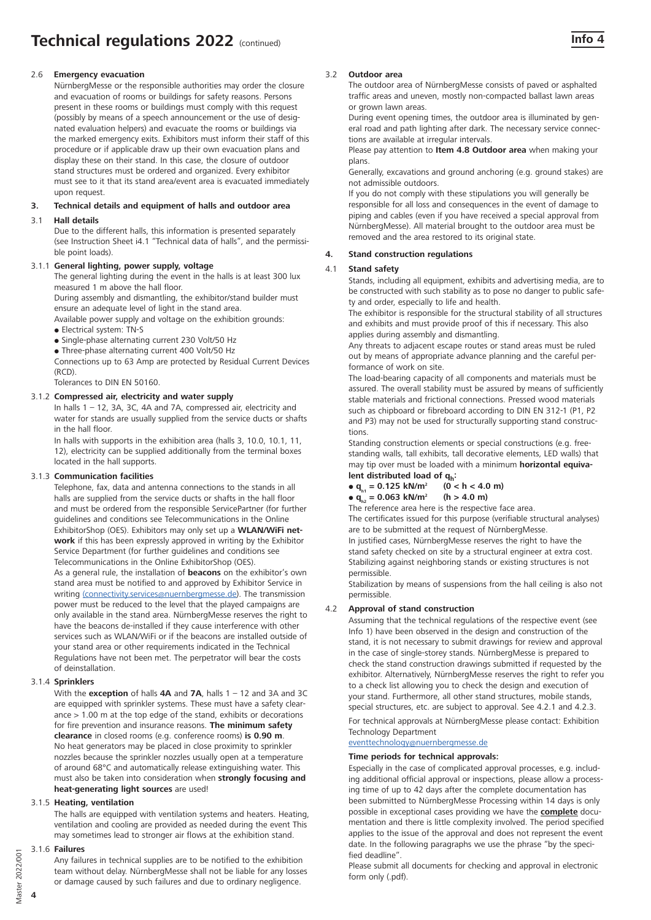# Technical regulations 2022 (continued)

**Info 4**

2.6 **Emergency evacuation**

NürnbergMesse or the responsible authorities may order the closure and evacuation of rooms or buildings for safety reasons. Persons present in these rooms or buildings must comply with this request (possibly by means of a speech announcement or the use of designated evaluation helpers) and evacuate the rooms or buildings via the marked emergency exits. Exhibitors must inform their staff of this procedure or if applicable draw up their own evacuation plans and display these on their stand. In this case, the closure of outdoor stand structures must be ordered and organized. Every exhibitor must see to it that its stand area/event area is evacuated immediately upon request.

## 3. Technical details and equipment of halls and outdoor area

3.1 **Hall details**

Due to the different halls, this information is presented separately (see Instruction Sheet i4.1 "Technical data of halls", and the permissible point loads).

3.1.1 **General lighting, power supply, voltage**

The general lighting during the event in the halls is at least 300 lux measured 1 m above the hall floor.

During assembly and dismantling, the exhibitor/stand builder must ensure an adequate level of light in the stand area.

Available power supply and voltage on the exhibition grounds:

- Electrical system: TN-S
- Single-phase alternating current 230 Volt/50 Hz
- Three-phase alternating current 400 Volt/50 Hz

Connections up to 63 Amp are protected by Residual Current Devices (RCD).

Tolerances to DIN EN 50160.

3.1.2 **Compressed air, electricity and water supply**

In halls 1 – 12, 3A, 3C, 4A and 7A, compressed air, electricity and water for stands are usually supplied from the service ducts or shafts in the hall floor.

In halls with supports in the exhibition area (halls 3, 10.0, 10.1, 11, 12), electricity can be supplied additionally from the terminal boxes located in the hall supports.

3.1.3 **Communication facilities**

Telephone, fax, data and antenna connections to the stands in all halls are supplied from the service ducts or shafts in the hall floor and must be ordered from the responsible ServicePartner (for further guidelines and conditions see Telecommunications in the Online ExhibitorShop (OES). Exhibitors may only set up a **WLAN/WiFi network** if this has been expressly approved in writing by the Exhibitor Service Department (for further guidelines and conditions see Telecommunications in the Online ExhibitorShop (OES).

As a general rule, the installation of **beacons** on the exhibitor's own stand area must be notified to and approved by Exhibitor Service in writing (connectivity.services@nuernbergmesse.de). The transmission power must be reduced to the level that the played campaigns are only available in the stand area. NürnbergMesse reserves the right to have the beacons de-installed if they cause interference with other services such as WLAN/WiFi or if the beacons are installed outside of your stand area or other requirements indicated in the Technical Regulations have not been met. The perpetrator will bear the costs of deinstallation.

3.1.4 **Sprinklers**

With the **exception** of halls **4A** and **7A**, halls 1 – 12 and 3A and 3C are equipped with sprinkler systems. These must have a safety clearance > 1.00 m at the top edge of the stand, exhibits or decorations for fire prevention and insurance reasons. **The minimum safety clearance** in closed rooms (e.g. conference rooms) **is 0.90 m**.

No heat generators may be placed in close proximity to sprinkler nozzles because the sprinkler nozzles usually open at a temperature of around 68°C and automatically release extinguishing water. This must also be taken into consideration when **strongly focusing and heat-generating light sources** are used!

3.1.5 **Heating, ventilation**

The halls are equipped with ventilation systems and heaters. Heating, ventilation and cooling are provided as needed during the event This may sometimes lead to stronger air flows at the exhibition stand.

3.1.6 **Failures**

Any failures in technical supplies are to be notified to the exhibition team without delay. NürnbergMesse shall not be liable for any losses or damage caused by such failures and due to ordinary negligence.

3.2 **Outdoor area**

The outdoor area of NürnbergMesse consists of paved or asphalted traffic areas and uneven, mostly non-compacted ballast lawn areas or grown lawn areas.

During event opening times, the outdoor area is illuminated by general road and path lighting after dark. The necessary service connections are available at irregular intervals.

Please pay attention to **Item 4.8 Outdoor area** when making your plans.

Generally, excavations and ground anchoring (e.g. ground stakes) are not admissible outdoors.

If you do not comply with these stipulations you will generally be responsible for all loss and consequences in the event of damage to piping and cables (even if you have received a special approval from NürnbergMesse). All material brought to the outdoor area must be removed and the area restored to its original state.

## 4. Stand construction regulations

4.1 **Stand safety**

Stands, including all equipment, exhibits and advertising media, are to be constructed with such stability as to pose no danger to public safety and order, especially to life and health.

The exhibitor is responsible for the structural stability of all structures and exhibits and must provide proof of this if necessary. This also applies during assembly and dismantling.

Any threats to adjacent escape routes or stand areas must be ruled out by means of appropriate advance planning and the careful performance of work on site.

The load-bearing capacity of all components and materials must be assured. The overall stability must be assured by means of sufficiently stable materials and frictional connections. Pressed wood materials such as chipboard or fibreboard according to DIN EN 312-1 (P1, P2 and P3) may not be used for structurally supporting stand constructions.

Standing construction elements or special constructions (e.g. freestanding walls, tall exhibits, tall decorative elements, LED walls) that may tip over must be loaded with a minimum **horizontal equivalent distributed load of $q_h$:**

- **$q_{h1}$ = 0.125 kN/m² (0 < h < 4.0 m)**
- **$q_{h2}$ = 0.063 kN/m² (h > 4.0 m)**

The reference area here is the respective face area.

The certificates issued for this purpose (verifiable structural analyses) are to be submitted at the request of NürnbergMesse.

In justified cases, NürnbergMesse reserves the right to have the stand safety checked on site by a structural engineer at extra cost.

Stabilizing against neighboring stands or existing structures is not permissible.

Stabilization by means of suspensions from the hall ceiling is also not permissible.

4.2 **Approval of stand construction**

Assuming that the technical regulations of the respective event (see Info 1) have been observed in the design and construction of the stand, it is not necessary to submit drawings for review and approval in the case of single-storey stands. NürnbergMesse is prepared to check the stand construction drawings submitted if requested by the exhibitor. Alternatively, NürnbergMesse reserves the right to refer you to a check list allowing you to check the design and execution of your stand. Furthermore, all other stand structures, mobile stands, special structures, etc. are subject to approval. See 4.2.1 and 4.2.3.

For technical approvals at NürnbergMesse please contact: Exhibition Technology Department

eventtechnology@nuernbergmesse.de

**Time periods for technical approvals:**

Especially in the case of complicated approval processes, e.g. including additional official approval or inspections, please allow a processing time of up to 42 days after the complete documentation has been submitted to NürnbergMesse Processing within 14 days is only possible in exceptional cases providing we have the **complete** documentation and there is little complexity involved. The period specified applies to the issue of the approval and does not represent the event date. In the following paragraphs we use the phrase "by the specified deadline".

Please submit all documents for checking and approval in electronic form only (.pdf).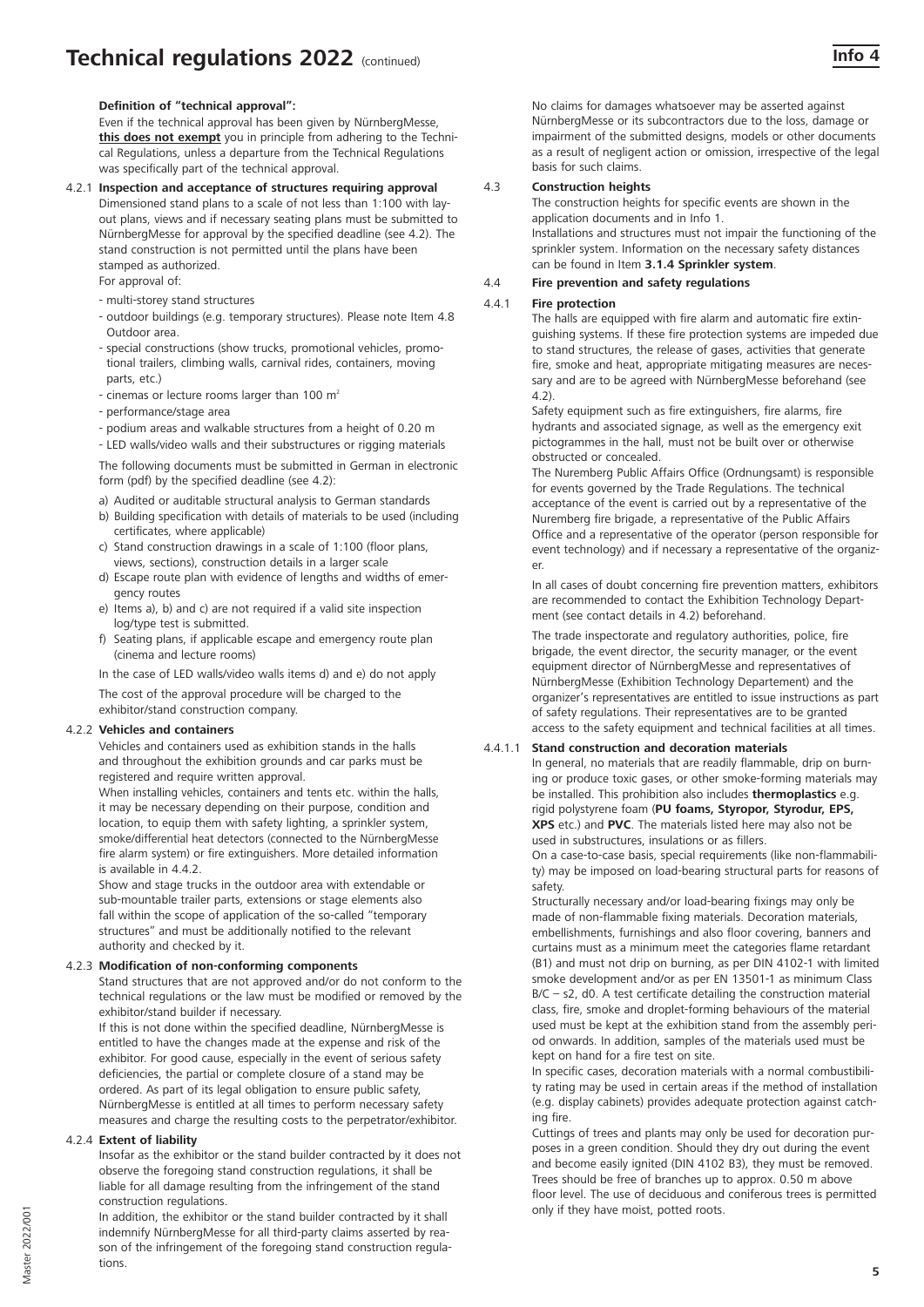**Definition of "technical approval":**

Even if the technical approval has been given by NürnbergMesse, **this does not exempt** you in principle from adhering to the Technical Regulations, unless a departure from the Technical Regulations was specifically part of the technical approval.

#### 4.2.1 Inspection and acceptance of structures requiring approval

Dimensioned stand plans to a scale of not less than 1:100 with layout plans, views and if necessary seating plans must be submitted to NürnbergMesse for approval by the specified deadline (see 4.2). The stand construction is not permitted until the plans have been stamped as authorized.

For approval of:

- multi-storey stand structures
- outdoor buildings (e.g. temporary structures). Please note Item 4.8 Outdoor area.
- special constructions (show trucks, promotional vehicles, promotional trailers, climbing walls, carnival rides, containers, moving parts, etc.)
- cinemas or lecture rooms larger than 100 m²
- performance/stage area
- podium areas and walkable structures from a height of 0.20 m
- LED walls/video walls and their substructures or rigging materials

The following documents must be submitted in German in electronic form (pdf) by the specified deadline (see 4.2):

a) Audited or auditable structural analysis to German standards
b) Building specification with details of materials to be used (including certificates, where applicable)
c) Stand construction drawings in a scale of 1:100 (floor plans, views, sections), construction details in a larger scale
d) Escape route plan with evidence of lengths and widths of emergency routes
e) Items a), b) and c) are not required if a valid site inspection log/type test is submitted.
f) Seating plans, if applicable escape and emergency route plan (cinema and lecture rooms)

In the case of LED walls/video walls items d) and e) do not apply

The cost of the approval procedure will be charged to the exhibitor/stand construction company.

#### 4.2.2 Vehicles and containers

Vehicles and containers used as exhibition stands in the halls and throughout the exhibition grounds and car parks must be registered and require written approval.

When installing vehicles, containers and tents etc. within the halls, it may be necessary depending on their purpose, condition and location, to equip them with safety lighting, a sprinkler system, smoke/differential heat detectors (connected to the NürnbergMesse fire alarm system) or fire extinguishers. More detailed information is available in 4.4.2.

Show and stage trucks in the outdoor area with extendable or sub-mountable trailer parts, extensions or stage elements also fall within the scope of application of the so-called "temporary structures" and must be additionally notified to the relevant authority and checked by it.

#### 4.2.3 Modification of non-conforming components

Stand structures that are not approved and/or do not conform to the technical regulations or the law must be modified or removed by the exhibitor/stand builder if necessary.

If this is not done within the specified deadline, NürnbergMesse is entitled to have the changes made at the expense and risk of the exhibitor. For good cause, especially in the event of serious safety deficiencies, the partial or complete closure of a stand may be ordered. As part of its legal obligation to ensure public safety, NürnbergMesse is entitled at all times to perform necessary safety measures and charge the resulting costs to the perpetrator/exhibitor.

#### 4.2.4 Extent of liability

Insofar as the exhibitor or the stand builder contracted by it does not observe the foregoing stand construction regulations, it shall be liable for all damage resulting from the infringement of the stand construction regulations.

In addition, the exhibitor or the stand builder contracted by it shall indemnify NürnbergMesse for all third-party claims asserted by reason of the infringement of the foregoing stand construction regulations.

No claims for damages whatsoever may be asserted against NürnbergMesse or its subcontractors due to the loss, damage or impairment of the submitted designs, models or other documents as a result of negligent action or omission, irrespective of the legal basis for such claims.

### 4.3 Construction heights

The construction heights for specific events are shown in the application documents and in Info 1.

Installations and structures must not impair the functioning of the sprinkler system. Information on the necessary safety distances can be found in Item **3.1.4 Sprinkler system**.

### 4.4 Fire prevention and safety regulations

#### 4.4.1 Fire protection

The halls are equipped with fire alarm and automatic fire extinguishing systems. If these fire protection systems are impeded due to stand structures, the release of gases, activities that generate fire, smoke and heat, appropriate mitigating measures are necessary and are to be agreed with NürnbergMesse beforehand (see 4.2).

Safety equipment such as fire extinguishers, fire alarms, fire hydrants and associated signage, as well as the emergency exit pictogrammes in the hall, must not be built over or otherwise obstructed or concealed.

The Nuremberg Public Affairs Office (Ordnungsamt) is responsible for events governed by the Trade Regulations. The technical acceptance of the event is carried out by a representative of the Nuremberg fire brigade, a representative of the Public Affairs Office and a representative of the operator (person responsible for event technology) and if necessary a representative of the organizer.

In all cases of doubt concerning fire prevention matters, exhibitors are recommended to contact the Exhibition Technology Department (see contact details in 4.2) beforehand.

The trade inspectorate and regulatory authorities, police, fire brigade, the event director, the security manager, or the event equipment director of NürnbergMesse and representatives of NürnbergMesse (Exhibition Technology Departement) and the organizer's representatives are entitled to issue instructions as part of safety regulations. Their representatives are to be granted access to the safety equipment and technical facilities at all times.

##### 4.4.1.1 Stand construction and decoration materials

In general, no materials that are readily flammable, drip on burning or produce toxic gases, or other smoke-forming materials may be installed. This prohibition also includes **thermoplastics** e.g. rigid polystyrene foam (**PU foams, Styropor, Styrodur, EPS, XPS** etc.) and **PVC**. The materials listed here may also not be used in substructures, insulations or as fillers.

On a case-to-case basis, special requirements (like non-flammability) may be imposed on load-bearing structural parts for reasons of safety.

Structurally necessary and/or load-bearing fixings may only be made of non-flammable fixing materials. Decoration materials, embellishments, furnishings and also floor covering, banners and curtains must as a minimum meet the categories flame retardant (B1) and must not drip on burning, as per DIN 4102-1 with limited smoke development and/or as per EN 13501-1 as minimum Class B/C – s2, d0. A test certificate detailing the construction material class, fire, smoke and droplet-forming behaviours of the material used must be kept at the exhibition stand from the assembly period onwards. In addition, samples of the materials used must be kept on hand for a fire test on site.

In specific cases, decoration materials with a normal combustibility rating may be used in certain areas if the method of installation (e.g. display cabinets) provides adequate protection against catching fire.

Cuttings of trees and plants may only be used for decoration purposes in a green condition. Should they dry out during the event and become easily ignited (DIN 4102 B3), they must be removed. Trees should be free of branches up to approx. 0.50 m above floor level. The use of deciduous and coniferous trees is permitted only if they have moist, potted roots.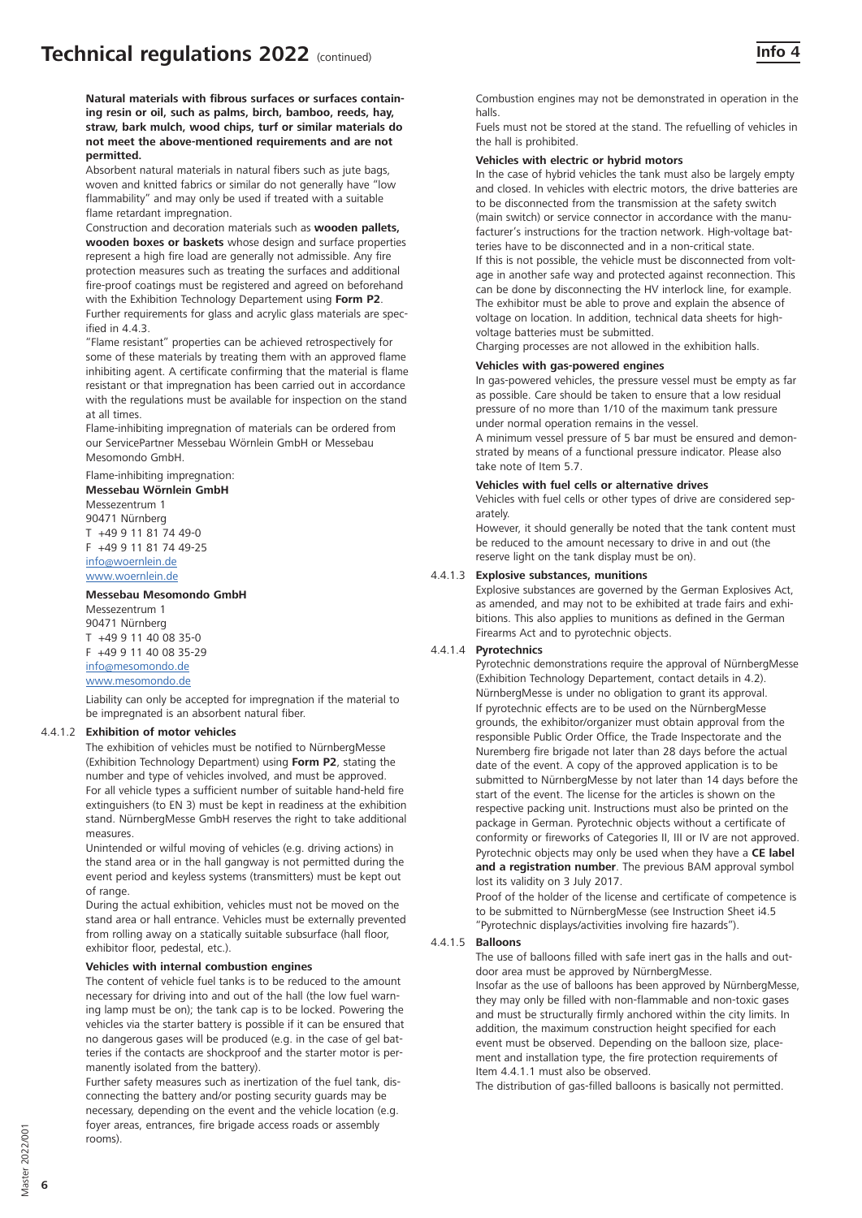**Natural materials with fibrous surfaces or surfaces containing resin or oil, such as palms, birch, bamboo, reeds, hay, straw, bark mulch, wood chips, turf or similar materials do not meet the above-mentioned requirements and are not permitted.**

Absorbent natural materials in natural fibers such as jute bags, woven and knitted fabrics or similar do not generally have "low flammability" and may only be used if treated with a suitable flame retardant impregnation.

Construction and decoration materials such as **wooden pallets, wooden boxes or baskets** whose design and surface properties represent a high fire load are generally not admissible. Any fire protection measures such as treating the surfaces and additional fire-proof coatings must be registered and agreed on beforehand with the Exhibition Technology Departement using **Form P2**.

Further requirements for glass and acrylic glass materials are specified in 4.4.3.

"Flame resistant" properties can be achieved retrospectively for some of these materials by treating them with an approved flame inhibiting agent. A certificate confirming that the material is flame resistant or that impregnation has been carried out in accordance with the regulations must be available for inspection on the stand at all times.

Flame-inhibiting impregnation of materials can be ordered from our ServicePartner Messebau Wörnlein GmbH or Messebau Mesomondo GmbH.

Flame-inhibiting impregnation:

**Messebau Wörnlein GmbH**
Messezentrum 1
90471 Nürnberg
T +49 9 11 81 74 49-0
F +49 9 11 81 74 49-25
info@woernlein.de
www.woernlein.de

**Messebau Mesomondo GmbH**
Messezentrum 1
90471 Nürnberg
T +49 9 11 40 08 35-0
F +49 9 11 40 08 35-29
info@mesomondo.de
www.mesomondo.de

Liability can only be accepted for impregnation if the material to be impregnated is an absorbent natural fiber.

### 4.4.1.2 Exhibition of motor vehicles

The exhibition of vehicles must be notified to NürnbergMesse (Exhibition Technology Department) using **Form P2**, stating the number and type of vehicles involved, and must be approved.

For all vehicle types a sufficient number of suitable hand-held fire extinguishers (to EN 3) must be kept in readiness at the exhibition stand. NürnbergMesse GmbH reserves the right to take additional measures.

Unintended or wilful moving of vehicles (e.g. driving actions) in the stand area or in the hall gangway is not permitted during the event period and keyless systems (transmitters) must be kept out of range.

During the actual exhibition, vehicles must not be moved on the stand area or hall entrance. Vehicles must be externally prevented from rolling away on a statically suitable subsurface (hall floor, exhibitor floor, pedestal, etc.).

**Vehicles with internal combustion engines**

The content of vehicle fuel tanks is to be reduced to the amount necessary for driving into and out of the hall (the low fuel warning lamp must be on); the tank cap is to be locked. Powering the vehicles via the starter battery is possible if it can be ensured that no dangerous gases will be produced (e.g. in the case of gel batteries if the contacts are shockproof and the starter motor is permanently isolated from the battery).

Further safety measures such as inertization of the fuel tank, disconnecting the battery and/or posting security guards may be necessary, depending on the event and the vehicle location (e.g. foyer areas, entrances, fire brigade access roads or assembly rooms).

Combustion engines may not be demonstrated in operation in the halls.

Fuels must not be stored at the stand. The refuelling of vehicles in the hall is prohibited.

**Vehicles with electric or hybrid motors**

In the case of hybrid vehicles the tank must also be largely empty and closed. In vehicles with electric motors, the drive batteries are to be disconnected from the transmission at the safety switch (main switch) or service connector in accordance with the manufacturer's instructions for the traction network. High-voltage batteries have to be disconnected and in a non-critical state.

If this is not possible, the vehicle must be disconnected from voltage in another safe way and protected against reconnection. This can be done by disconnecting the HV interlock line, for example. The exhibitor must be able to prove and explain the absence of voltage on location. In addition, technical data sheets for high-voltage batteries must be submitted.

Charging processes are not allowed in the exhibition halls.

**Vehicles with gas-powered engines**

In gas-powered vehicles, the pressure vessel must be empty as far as possible. Care should be taken to ensure that a low residual pressure of no more than 1/10 of the maximum tank pressure under normal operation remains in the vessel.

A minimum vessel pressure of 5 bar must be ensured and demonstrated by means of a functional pressure indicator. Please also take note of Item 5.7.

**Vehicles with fuel cells or alternative drives**

Vehicles with fuel cells or other types of drive are considered separately.

However, it should generally be noted that the tank content must be reduced to the amount necessary to drive in and out (the reserve light on the tank display must be on).

### 4.4.1.3 Explosive substances, munitions

Explosive substances are governed by the German Explosives Act, as amended, and may not to be exhibited at trade fairs and exhibitions. This also applies to munitions as defined in the German Firearms Act and to pyrotechnic objects.

### 4.4.1.4 Pyrotechnics

Pyrotechnic demonstrations require the approval of NürnbergMesse (Exhibition Technology Departement, contact details in 4.2). NürnbergMesse is under no obligation to grant its approval.

If pyrotechnic effects are to be used on the NürnbergMesse grounds, the exhibitor/organizer must obtain approval from the responsible Public Order Office, the Trade Inspectorate and the Nuremberg fire brigade not later than 28 days before the actual date of the event. A copy of the approved application is to be submitted to NürnbergMesse by not later than 14 days before the start of the event. The license for the articles is shown on the respective packing unit. Instructions must also be printed on the package in German. Pyrotechnic objects without a certificate of conformity or fireworks of Categories II, III or IV are not approved. Pyrotechnic objects may only be used when they have a **CE label and a registration number**. The previous BAM approval symbol lost its validity on 3 July 2017.

Proof of the holder of the license and certificate of competence is to be submitted to NürnbergMesse (see Instruction Sheet i4.5 "Pyrotechnic displays/activities involving fire hazards").

### 4.4.1.5 Balloons

The use of balloons filled with safe inert gas in the halls and outdoor area must be approved by NürnbergMesse.

Insofar as the use of balloons has been approved by NürnbergMesse, they may only be filled with non-flammable and non-toxic gases and must be structurally firmly anchored within the city limits. In addition, the maximum construction height specified for each event must be observed. Depending on the balloon size, placement and installation type, the fire protection requirements of Item 4.4.1.1 must also be observed.

The distribution of gas-filled balloons is basically not permitted.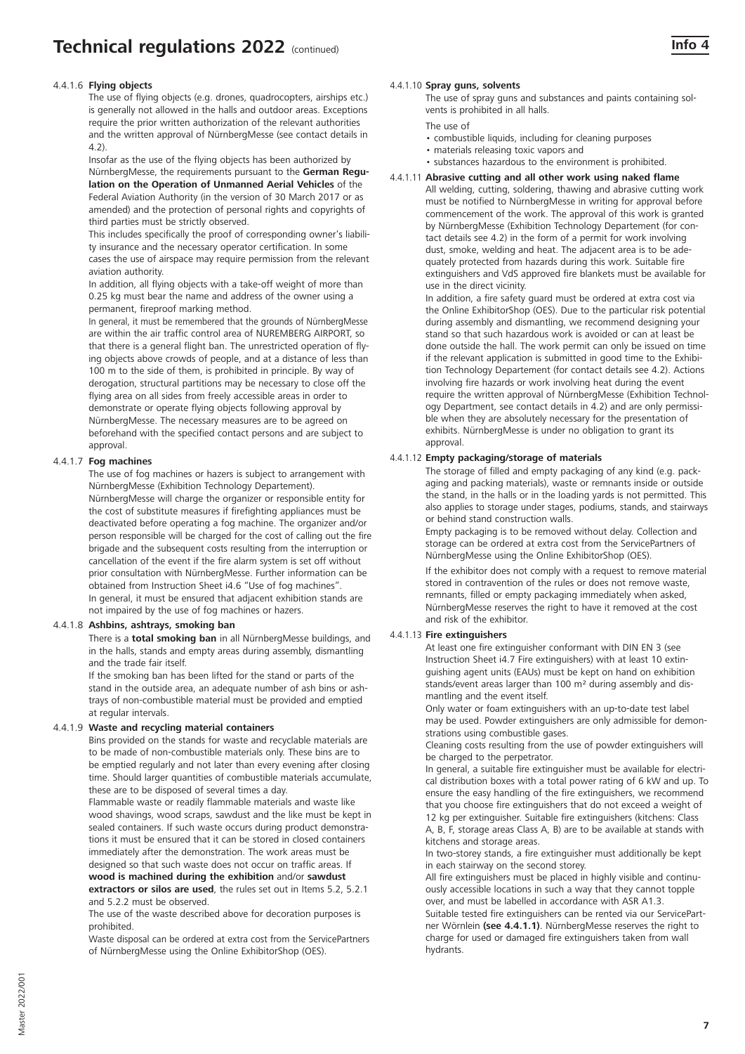#### 4.4.1.6 Flying objects

The use of flying objects (e.g. drones, quadrocopters, airships etc.) is generally not allowed in the halls and outdoor areas. Exceptions require the prior written authorization of the relevant authorities and the written approval of NürnbergMesse (see contact details in 4.2).

Insofar as the use of the flying objects has been authorized by NürnbergMesse, the requirements pursuant to the **German Regulation on the Operation of Unmanned Aerial Vehicles** of the Federal Aviation Authority (in the version of 30 March 2017 or as amended) and the protection of personal rights and copyrights of third parties must be strictly observed.

This includes specifically the proof of corresponding owner's liability insurance and the necessary operator certification. In some cases the use of airspace may require permission from the relevant aviation authority.

In addition, all flying objects with a take-off weight of more than 0.25 kg must bear the name and address of the owner using a permanent, fireproof marking method.

In general, it must be remembered that the grounds of NürnbergMesse are within the air traffic control area of NUREMBERG AIRPORT, so that there is a general flight ban. The unrestricted operation of flying objects above crowds of people, and at a distance of less than 100 m to the side of them, is prohibited in principle. By way of derogation, structural partitions may be necessary to close off the flying area on all sides from freely accessible areas in order to demonstrate or operate flying objects following approval by NürnbergMesse. The necessary measures are to be agreed on beforehand with the specified contact persons and are subject to approval.

#### 4.4.1.7 Fog machines

The use of fog machines or hazers is subject to arrangement with NürnbergMesse (Exhibition Technology Departement).

NürnbergMesse will charge the organizer or responsible entity for the cost of substitute measures if firefighting appliances must be deactivated before operating a fog machine. The organizer and/or person responsible will be charged for the cost of calling out the fire brigade and the subsequent costs resulting from the interruption or cancellation of the event if the fire alarm system is set off without prior consultation with NürnbergMesse. Further information can be obtained from Instruction Sheet i4.6 "Use of fog machines".

In general, it must be ensured that adjacent exhibition stands are not impaired by the use of fog machines or hazers.

#### 4.4.1.8 Ashbins, ashtrays, smoking ban

There is a **total smoking ban** in all NürnbergMesse buildings, and in the halls, stands and empty areas during assembly, dismantling and the trade fair itself.

If the smoking ban has been lifted for the stand or parts of the stand in the outside area, an adequate number of ash bins or ashtrays of non-combustible material must be provided and emptied at regular intervals.

#### 4.4.1.9 Waste and recycling material containers

Bins provided on the stands for waste and recyclable materials are to be made of non-combustible materials only. These bins are to be emptied regularly and not later than every evening after closing time. Should larger quantities of combustible materials accumulate, these are to be disposed of several times a day.

Flammable waste or readily flammable materials and waste like wood shavings, wood scraps, sawdust and the like must be kept in sealed containers. If such waste occurs during product demonstrations it must be ensured that it can be stored in closed containers immediately after the demonstration. The work areas must be designed so that such waste does not occur on traffic areas. If **wood is machined during the exhibition** and/or **sawdust extractors or silos are used**, the rules set out in Items 5.2, 5.2.1 and 5.2.2 must be observed.

The use of the waste described above for decoration purposes is prohibited.

Waste disposal can be ordered at extra cost from the ServicePartners of NürnbergMesse using the Online ExhibitorShop (OES).

#### 4.4.1.10 Spray guns, solvents

The use of spray guns and substances and paints containing solvents is prohibited in all halls.

The use of

- combustible liquids, including for cleaning purposes
- materials releasing toxic vapors and
- substances hazardous to the environment is prohibited.

#### 4.4.1.11 Abrasive cutting and all other work using naked flame

All welding, cutting, soldering, thawing and abrasive cutting work must be notified to NürnbergMesse in writing for approval before commencement of the work. The approval of this work is granted by NürnbergMesse (Exhibition Technology Departement (for contact details see 4.2) in the form of a permit for work involving dust, smoke, welding and heat. The adjacent area is to be adequately protected from hazards during this work. Suitable fire extinguishers and VdS approved fire blankets must be available for use in the direct vicinity.

In addition, a fire safety guard must be ordered at extra cost via the Online ExhibitorShop (OES). Due to the particular risk potential during assembly and dismantling, we recommend designing your stand so that such hazardous work is avoided or can at least be done outside the hall. The work permit can only be issued on time if the relevant application is submitted in good time to the Exhibition Technology Departement (for contact details see 4.2). Actions involving fire hazards or work involving heat during the event require the written approval of NürnbergMesse (Exhibition Technology Department, see contact details in 4.2) and are only permissible when they are absolutely necessary for the presentation of exhibits. NürnbergMesse is under no obligation to grant its approval.

#### 4.4.1.12 Empty packaging/storage of materials

The storage of filled and empty packaging of any kind (e.g. packaging and packing materials), waste or remnants inside or outside the stand, in the halls or in the loading yards is not permitted. This also applies to storage under stages, podiums, stands, and stairways or behind stand construction walls.

Empty packaging is to be removed without delay. Collection and storage can be ordered at extra cost from the ServicePartners of NürnbergMesse using the Online ExhibitorShop (OES).

If the exhibitor does not comply with a request to remove material stored in contravention of the rules or does not remove waste, remnants, filled or empty packaging immediately when asked, NürnbergMesse reserves the right to have it removed at the cost and risk of the exhibitor.

#### 4.4.1.13 Fire extinguishers

At least one fire extinguisher conformant with DIN EN 3 (see Instruction Sheet i4.7 Fire extinguishers) with at least 10 extinguishing agent units (EAUs) must be kept on hand on exhibition stands/event areas larger than 100 m² during assembly and dismantling and the event itself.

Only water or foam extinguishers with an up-to-date test label may be used. Powder extinguishers are only admissible for demonstrations using combustible gases.

Cleaning costs resulting from the use of powder extinguishers will be charged to the perpetrator.

In general, a suitable fire extinguisher must be available for electrical distribution boxes with a total power rating of 6 kW and up. To ensure the easy handling of the fire extinguishers, we recommend that you choose fire extinguishers that do not exceed a weight of 12 kg per extinguisher. Suitable fire extinguishers (kitchens: Class A, B, F, storage areas Class A, B) are to be available at stands with kitchens and storage areas.

In two-storey stands, a fire extinguisher must additionally be kept in each stairway on the second storey.

All fire extinguishers must be placed in highly visible and continuously accessible locations in such a way that they cannot topple over, and must be labelled in accordance with ASR A1.3.

Suitable tested fire extinguishers can be rented via our ServicePartner Wörnlein **(see 4.4.1.1)**. NürnbergMesse reserves the right to charge for used or damaged fire extinguishers taken from wall hydrants.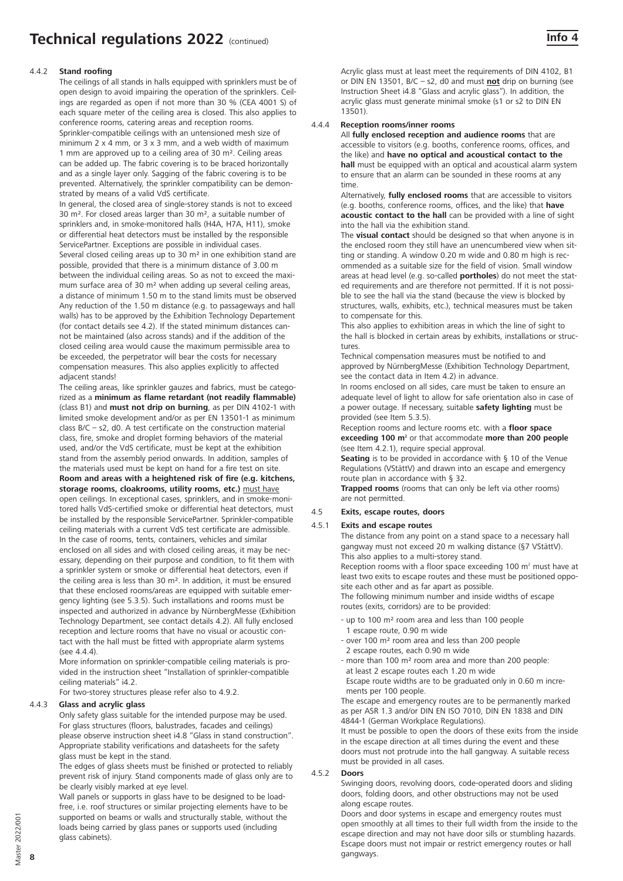# Technical regulations 2022 (continued)

#### 4.4.2 Stand roofing

The ceilings of all stands in halls equipped with sprinklers must be of open design to avoid impairing the operation of the sprinklers. Ceilings are regarded as open if not more than 30 % (CEA 4001 S) of each square meter of the ceiling area is closed. This also applies to conference rooms, catering areas and reception rooms.

Sprinkler-compatible ceilings with an untensioned mesh size of minimum 2 x 4 mm, or 3 x 3 mm, and a web width of maximum 1 mm are approved up to a ceiling area of 30 m². Ceiling areas can be added up. The fabric covering is to be braced horizontally and as a single layer only. Sagging of the fabric covering is to be prevented. Alternatively, the sprinkler compatibility can be demonstrated by means of a valid VdS certificate.

In general, the closed area of single-storey stands is not to exceed 30 m². For closed areas larger than 30 m², a suitable number of sprinklers and, in smoke-monitored halls (H4A, H7A, H11), smoke or differential heat detectors must be installed by the responsible ServicePartner. Exceptions are possible in individual cases.

Several closed ceiling areas up to 30 m² in one exhibition stand are possible, provided that there is a minimum distance of 3.00 m between the individual ceiling areas. So as not to exceed the maximum surface area of 30 m² when adding up several ceiling areas, a distance of minimum 1.50 m to the stand limits must be observed Any reduction of the 1.50 m distance (e.g. to passageways and hall walls) has to be approved by the Exhibition Technology Departement (for contact details see 4.2). If the stated minimum distances cannot be maintained (also across stands) and if the addition of the closed ceiling area would cause the maximum permissible area to be exceeded, the perpetrator will bear the costs for necessary compensation measures. This also applies explicitly to affected adjacent stands!

The ceiling areas, like sprinkler gauzes and fabrics, must be categorized as a **minimum as flame retardant (not readily flammable)** (class B1) and **must not drip on burning**, as per DIN 4102-1 with limited smoke development and/or as per EN 13501-1 as minimum class B/C – s2, d0. A test certificate on the construction material class, fire, smoke and droplet forming behaviors of the material used, and/or the VdS certificate, must be kept at the exhibition stand from the assembly period onwards. In addition, samples of the materials used must be kept on hand for a fire test on site.

**Room and areas with a heightened risk of fire (e.g. kitchens, storage rooms, cloakrooms, utility rooms, etc.)** must have open ceilings. In exceptional cases, sprinklers, and in smoke-monitored halls VdS-certified smoke or differential heat detectors, must be installed by the responsible ServicePartner. Sprinkler-compatible ceiling materials with a current VdS test certificate are admissible.

In the case of rooms, tents, containers, vehicles and similar enclosed on all sides and with closed ceiling areas, it may be necessary, depending on their purpose and condition, to fit them with a sprinkler system or smoke or differential heat detectors, even if the ceiling area is less than 30 m². In addition, it must be ensured that these enclosed rooms/areas are equipped with suitable emergency lighting (see 5.3.5). Such installations and rooms must be inspected and authorized in advance by NürnbergMesse (Exhibition Technology Department, see contact details 4.2). All fully enclosed reception and lecture rooms that have no visual or acoustic contact with the hall must be fitted with appropriate alarm systems (see 4.4.4).

More information on sprinkler-compatible ceiling materials is provided in the instruction sheet "Installation of sprinkler-compatible ceiling materials" i4.2.

For two-storey structures please refer also to 4.9.2.

#### 4.4.3 Glass and acrylic glass

Only safety glass suitable for the intended purpose may be used. For glass structures (floors, balustrades, facades and ceilings) please observe instruction sheet i4.8 "Glass in stand construction". Appropriate stability verifications and datasheets for the safety glass must be kept in the stand.

The edges of glass sheets must be finished or protected to reliably prevent risk of injury. Stand components made of glass only are to be clearly visibly marked at eye level.

Wall panels or supports in glass have to be designed to be load-free, i.e. roof structures or similar projecting elements have to be supported on beams or walls and structurally stable, without the loads being carried by glass panes or supports used (including glass cabinets).

Acrylic glass must at least meet the requirements of DIN 4102, B1 or DIN EN 13501, B/C – s2, d0 and must **not** drip on burning (see Instruction Sheet i4.8 "Glass and acrylic glass"). In addition, the acrylic glass must generate minimal smoke (s1 or s2 to DIN EN 13501).

#### 4.4.4 Reception rooms/inner rooms

All **fully enclosed reception and audience rooms** that are accessible to visitors (e.g. booths, conference rooms, offices, and the like) and **have no optical and acoustical contact to the hall** must be equipped with an optical and acoustical alarm system to ensure that an alarm can be sounded in these rooms at any time.

Alternatively, **fully enclosed rooms** that are accessible to visitors (e.g. booths, conference rooms, offices, and the like) that **have acoustic contact to the hall** can be provided with a line of sight into the hall via the exhibition stand.

The **visual contact** should be designed so that when anyone is in the enclosed room they still have an unencumbered view when sitting or standing. A window 0.20 m wide and 0.80 m high is recommended as a suitable size for the field of vision. Small window areas at head level (e.g. so-called **portholes**) do not meet the stated requirements and are therefore not permitted. If it is not possible to see the hall via the stand (because the view is blocked by structures, walls, exhibits, etc.), technical measures must be taken to compensate for this.

This also applies to exhibition areas in which the line of sight to the hall is blocked in certain areas by exhibits, installations or structures.

Technical compensation measures must be notified to and approved by NürnbergMesse (Exhibition Technology Department, see the contact data in Item 4.2) in advance.

In rooms enclosed on all sides, care must be taken to ensure an adequate level of light to allow for safe orientation also in case of a power outage. If necessary, suitable **safety lighting** must be provided (see Item 5.3.5).

Reception rooms and lecture rooms etc. with a **floor space exceeding 100 m²** or that accommodate **more than 200 people** (see Item 4.2.1), require special approval.

**Seating** is to be provided in accordance with § 10 of the Venue Regulations (VStättV) and drawn into an escape and emergency route plan in accordance with § 32.

**Trapped rooms** (rooms that can only be left via other rooms) are not permitted.

### 4.5 Exits, escape routes, doors

#### 4.5.1 Exits and escape routes

The distance from any point on a stand space to a necessary hall gangway must not exceed 20 m walking distance (§7 VStättV). This also applies to a multi-storey stand.

Reception rooms with a floor space exceeding 100 m² must have at least two exits to escape routes and these must be positioned opposite each other and as far apart as possible.

The following minimum number and inside widths of escape routes (exits, corridors) are to be provided:

- up to 100 m² room area and less than 100 people
  1 escape route, 0.90 m wide
- over 100 m² room area and less than 200 people
  2 escape routes, each 0.90 m wide
- more than 100 m² room area and more than 200 people:
  at least 2 escape routes each 1.20 m wide
  Escape route widths are to be graduated only in 0.60 m increments per 100 people.

The escape and emergency routes are to be permanently marked as per ASR 1.3 and/or DIN EN ISO 7010, DIN EN 1838 and DIN 4844-1 (German Workplace Regulations).

It must be possible to open the doors of these exits from the inside in the escape direction at all times during the event and these doors must not protrude into the hall gangway. A suitable recess must be provided in all cases.

#### 4.5.2 Doors

Swinging doors, revolving doors, code-operated doors and sliding doors, folding doors, and other obstructions may not be used along escape routes.

Doors and door systems in escape and emergency routes must open smoothly at all times to their full width from the inside to the escape direction and may not have door sills or stumbling hazards. Escape doors must not impair or restrict emergency routes or hall gangways.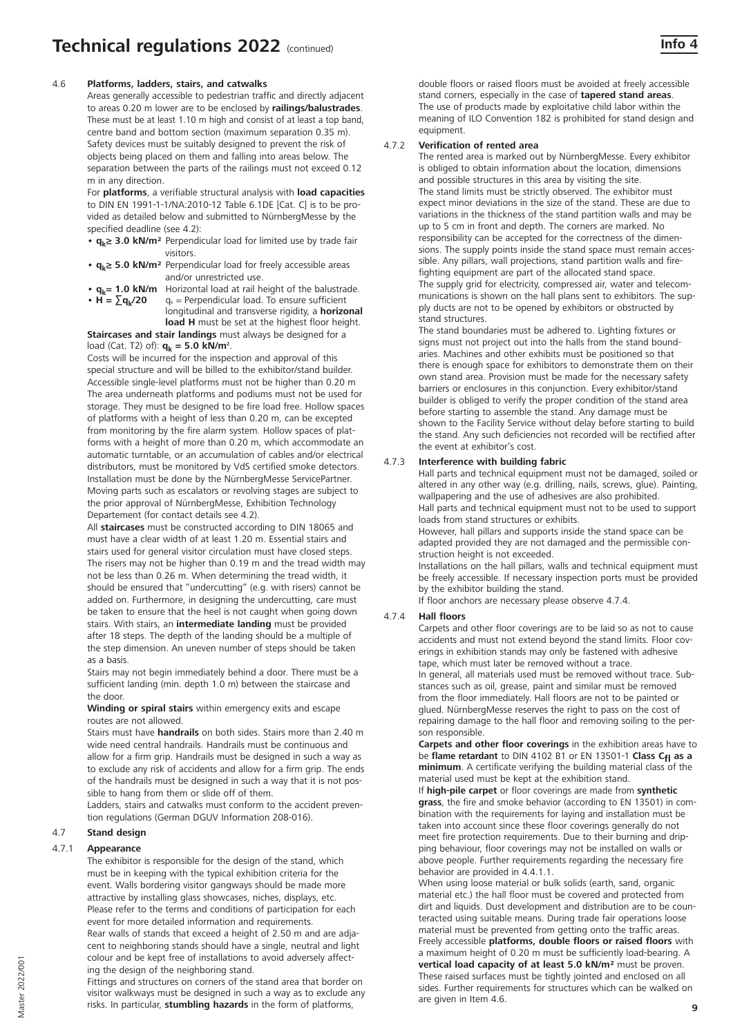## 4.6 Platforms, ladders, stairs, and catwalks

Areas generally accessible to pedestrian traffic and directly adjacent to areas 0.20 m lower are to be enclosed by **railings/balustrades**. These must be at least 1.10 m high and consist of at least a top band, centre band and bottom section (maximum separation 0.35 m). Safety devices must be suitably designed to prevent the risk of objects being placed on them and falling into areas below. The separation between the parts of the railings must not exceed 0.12 m in any direction.

For **platforms**, a verifiable structural analysis with **load capacities** to DIN EN 1991-1-1/NA:2010-12 Table 6.1DE [Cat. C] is to be provided as detailed below and submitted to NürnbergMesse by the specified deadline (see 4.2):

- **$q_k \geq 3.0$ kN/m²** Perpendicular load for limited use by trade fair visitors.
- **$q_k \geq 5.0$ kN/m²** Perpendicular load for freely accessible areas and/or unrestricted use.
- **$q_k = 1.0$ kN/m** Horizontal load at rail height of the balustrade.
- **$H = \sum q_k/20$** $q_k$ = Perpendicular load. To ensure sufficient longitudinal and transverse rigidity, a **horizonal load H** must be set at the highest floor height.

**Staircases and stair landings** must always be designed for a load (Cat. T2) of): **$q_k = 5.0$ kN/m²**.

Costs will be incurred for the inspection and approval of this special structure and will be billed to the exhibitor/stand builder. Accessible single-level platforms must not be higher than 0.20 m The area underneath platforms and podiums must not be used for storage. They must be designed to be fire load free. Hollow spaces of platforms with a height of less than 0.20 m, can be excepted from monitoring by the fire alarm system. Hollow spaces of platforms with a height of more than 0.20 m, which accommodate an automatic turntable, or an accumulation of cables and/or electrical distributors, must be monitored by VdS certified smoke detectors. Installation must be done by the NürnbergMesse ServicePartner. Moving parts such as escalators or revolving stages are subject to the prior approval of NürnbergMesse, Exhibition Technology Departement (for contact details see 4.2).

All **staircases** must be constructed according to DIN 18065 and must have a clear width of at least 1.20 m. Essential stairs and stairs used for general visitor circulation must have closed steps. The risers may not be higher than 0.19 m and the tread width may not be less than 0.26 m. When determining the tread width, it should be ensured that "undercutting" (e.g. with risers) cannot be added on. Furthermore, in designing the undercutting, care must be taken to ensure that the heel is not caught when going down stairs. With stairs, an **intermediate landing** must be provided after 18 steps. The depth of the landing should be a multiple of the step dimension. An uneven number of steps should be taken as a basis.

Stairs may not begin immediately behind a door. There must be a sufficient landing (min. depth 1.0 m) between the staircase and the door.

**Winding or spiral stairs** within emergency exits and escape routes are not allowed.

Stairs must have **handrails** on both sides. Stairs more than 2.40 m wide need central handrails. Handrails must be continuous and allow for a firm grip. Handrails must be designed in such a way as to exclude any risk of accidents and allow for a firm grip. The ends of the handrails must be designed in such a way that it is not possible to hang from them or slide off of them.

Ladders, stairs and catwalks must conform to the accident prevention regulations (German DGUV Information 208-016).

## 4.7 Stand design

### 4.7.1 Appearance

The exhibitor is responsible for the design of the stand, which must be in keeping with the typical exhibition criteria for the event. Walls bordering visitor gangways should be made more attractive by installing glass showcases, niches, displays, etc. Please refer to the terms and conditions of participation for each event for more detailed information and requirements.

Rear walls of stands that exceed a height of 2.50 m and are adjacent to neighboring stands should have a single, neutral and light colour and be kept free of installations to avoid adversely affecting the design of the neighboring stand.

Fittings and structures on corners of the stand area that border on visitor walkways must be designed in such a way as to exclude any risks. In particular, **stumbling hazards** in the form of platforms, double floors or raised floors must be avoided at freely accessible stand corners, especially in the case of **tapered stand areas**. The use of products made by exploitative child labor within the meaning of ILO Convention 182 is prohibited for stand design and equipment.

### 4.7.2 Verification of rented area

The rented area is marked out by NürnbergMesse. Every exhibitor is obliged to obtain information about the location, dimensions and possible structures in this area by visiting the site.

The stand limits must be strictly observed. The exhibitor must expect minor deviations in the size of the stand. These are due to variations in the thickness of the stand partition walls and may be up to 5 cm in front and depth. The corners are marked. No responsibility can be accepted for the correctness of the dimensions. The supply points inside the stand space must remain accessible. Any pillars, wall projections, stand partition walls and fire-fighting equipment are part of the allocated stand space.

The supply grid for electricity, compressed air, water and telecommunications is shown on the hall plans sent to exhibitors. The supply ducts are not to be opened by exhibitors or obstructed by stand structures.

The stand boundaries must be adhered to. Lighting fixtures or signs must not project out into the halls from the stand boundaries. Machines and other exhibits must be positioned so that there is enough space for exhibitors to demonstrate them on their own stand area. Provision must be made for the necessary safety barriers or enclosures in this conjunction. Every exhibitor/stand builder is obliged to verify the proper condition of the stand area before starting to assemble the stand. Any damage must be shown to the Facility Service without delay before starting to build the stand. Any such deficiencies not recorded will be rectified after the event at exhibitor's cost.

### 4.7.3 Interference with building fabric

Hall parts and technical equipment must not be damaged, soiled or altered in any other way (e.g. drilling, nails, screws, glue). Painting, wallpapering and the use of adhesives are also prohibited.

Hall parts and technical equipment must not to be used to support loads from stand structures or exhibits.

However, hall pillars and supports inside the stand space can be adapted provided they are not damaged and the permissible construction height is not exceeded.

Installations on the hall pillars, walls and technical equipment must be freely accessible. If necessary inspection ports must be provided by the exhibitor building the stand.

If floor anchors are necessary please observe 4.7.4.

### 4.7.4 Hall floors

Carpets and other floor coverings are to be laid so as not to cause accidents and must not extend beyond the stand limits. Floor coverings in exhibition stands may only be fastened with adhesive tape, which must later be removed without a trace.

In general, all materials used must be removed without trace. Substances such as oil, grease, paint and similar must be removed from the floor immediately. Hall floors are not to be painted or glued. NürnbergMesse reserves the right to pass on the cost of repairing damage to the hall floor and removing soiling to the person responsible.

**Carpets and other floor coverings** in the exhibition areas have to be **flame retardant** to DIN 4102 B1 or EN 13501-1 **Class $C_{fl}$ as a minimum**. A certificate verifying the building material class of the material used must be kept at the exhibition stand.

If **high-pile carpet** or floor coverings are made from **synthetic grass**, the fire and smoke behavior (according to EN 13501) in combination with the requirements for laying and installation must be taken into account since these floor coverings generally do not meet fire protection requirements. Due to their burning and dripping behaviour, floor coverings may not be installed on walls or above people. Further requirements regarding the necessary fire behavior are provided in 4.4.1.1.

When using loose material or bulk solids (earth, sand, organic material etc.) the hall floor must be covered and protected from dirt and liquids. Dust development and distribution are to be counteracted using suitable means. During trade fair operations loose material must be prevented from getting onto the traffic areas.

Freely accessible **platforms, double floors or raised floors** with a maximum height of 0.20 m must be sufficiently load-bearing. A **vertical load capacity of at least 5.0 kN/m²** must be proven. These raised surfaces must be tightly jointed and enclosed on all sides. Further requirements for structures which can be walked on are given in Item 4.6.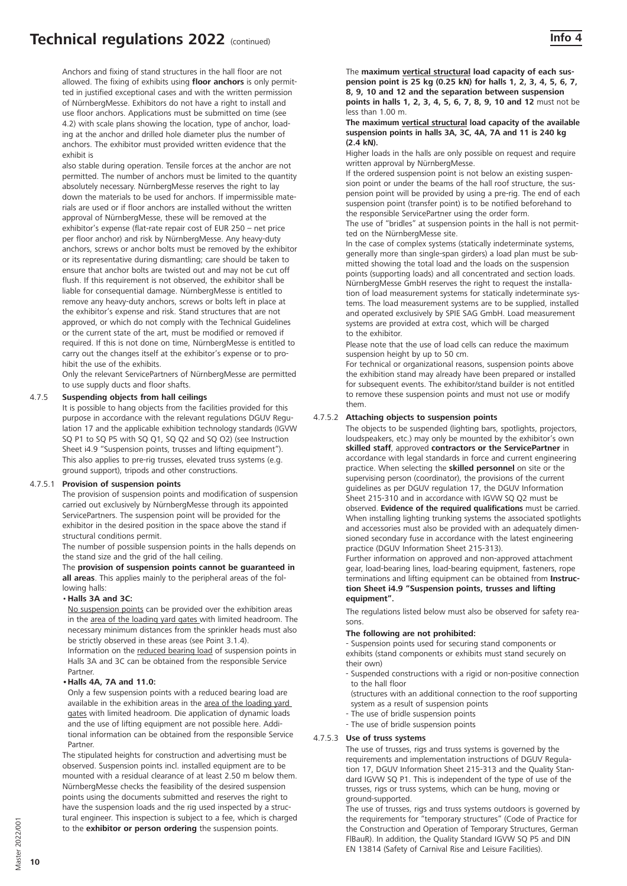Anchors and fixing of stand structures in the hall floor are not allowed. The fixing of exhibits using **floor anchors** is only permitted in justified exceptional cases and with the written permission of NürnbergMesse. Exhibitors do not have a right to install and use floor anchors. Applications must be submitted on time (see 4.2) with scale plans showing the location, type of anchor, loading at the anchor and drilled hole diameter plus the number of anchors. The exhibitor must provided written evidence that the exhibit is

also stable during operation. Tensile forces at the anchor are not permitted. The number of anchors must be limited to the quantity absolutely necessary. NürnbergMesse reserves the right to lay down the materials to be used for anchors. If impermissible materials are used or if floor anchors are installed without the written approval of NürnbergMesse, these will be removed at the exhibitor's expense (flat-rate repair cost of EUR 250 – net price per floor anchor) and risk by NürnbergMesse. Any heavy-duty anchors, screws or anchor bolts must be removed by the exhibitor or its representative during dismantling; care should be taken to ensure that anchor bolts are twisted out and may not be cut off flush. If this requirement is not observed, the exhibitor shall be liable for consequential damage. NürnbergMesse is entitled to remove any heavy-duty anchors, screws or bolts left in place at the exhibitor's expense and risk. Stand structures that are not approved, or which do not comply with the Technical Guidelines or the current state of the art, must be modified or removed if required. If this is not done on time, NürnbergMesse is entitled to carry out the changes itself at the exhibitor's expense or to prohibit the use of the exhibits.

Only the relevant ServicePartners of NürnbergMesse are permitted to use supply ducts and floor shafts.

### 4.7.5 Suspending objects from hall ceilings

It is possible to hang objects from the facilities provided for this purpose in accordance with the relevant regulations DGUV Regulation 17 and the applicable exhibition technology standards (IGVW SQ P1 to SQ P5 with SQ Q1, SQ Q2 and SQ O2) (see Instruction Sheet i4.9 "Suspension points, trusses and lifting equipment"). This also applies to pre-rig trusses, elevated truss systems (e.g. ground support), tripods and other constructions.

### 4.7.5.1 Provision of suspension points

The provision of suspension points and modification of suspension carried out exclusively by NürnbergMesse through its appointed ServicePartners. The suspension point will be provided for the exhibitor in the desired position in the space above the stand if structural conditions permit.

The number of possible suspension points in the halls depends on the stand size and the grid of the hall ceiling.

The **provision of suspension points cannot be guaranteed in all areas**. This applies mainly to the peripheral areas of the following halls:

- **Halls 3A and 3C:**
  No suspension points can be provided over the exhibition areas in the area of the loading yard gates with limited headroom. The necessary minimum distances from the sprinkler heads must also be strictly observed in these areas (see Point 3.1.4).
  Information on the reduced bearing load of suspension points in Halls 3A and 3C can be obtained from the responsible Service Partner.
- **Halls 4A, 7A and 11.0:**
  Only a few suspension points with a reduced bearing load are available in the exhibition areas in the area of the loading yard gates with limited headroom. Die application of dynamic loads and the use of lifting equipment are not possible here. Additional information can be obtained from the responsible Service Partner.

The stipulated heights for construction and advertising must be observed. Suspension points incl. installed equipment are to be mounted with a residual clearance of at least 2.50 m below them. NürnbergMesse checks the feasibility of the desired suspension points using the documents submitted and reserves the right to have the suspension loads and the rig used inspected by a structural engineer. This inspection is subject to a fee, which is charged to the **exhibitor or person ordering** the suspension points.

The **maximum vertical structural load capacity of each suspension point is 25 kg (0.25 kN) for halls 1, 2, 3, 4, 5, 6, 7, 8, 9, 10 and 12 and the separation between suspension points in halls 1, 2, 3, 4, 5, 6, 7, 8, 9, 10 and 12** must not be less than 1.00 m.

**The maximum vertical structural load capacity of the available suspension points in halls 3A, 3C, 4A, 7A and 11 is 240 kg (2.4 kN).**

Higher loads in the halls are only possible on request and require written approval by NürnbergMesse.

If the ordered suspension point is not below an existing suspension point or under the beams of the hall roof structure, the suspension point will be provided by using a pre-rig. The end of each suspension point (transfer point) is to be notified beforehand to the responsible ServicePartner using the order form.

The use of "bridles" at suspension points in the hall is not permitted on the NürnbergMesse site.

In the case of complex systems (statically indeterminate systems, generally more than single-span girders) a load plan must be submitted showing the total load and the loads on the suspension points (supporting loads) and all concentrated and section loads. NürnbergMesse GmbH reserves the right to request the installation of load measurement systems for statically indeterminate systems. The load measurement systems are to be supplied, installed and operated exclusively by SPIE SAG GmbH. Load measurement systems are provided at extra cost, which will be charged to the exhibitor.

Please note that the use of load cells can reduce the maximum suspension height by up to 50 cm.

For technical or organizational reasons, suspension points above the exhibition stand may already have been prepared or installed for subsequent events. The exhibitor/stand builder is not entitled to remove these suspension points and must not use or modify them.

### 4.7.5.2 Attaching objects to suspension points

The objects to be suspended (lighting bars, spotlights, projectors, loudspeakers, etc.) may only be mounted by the exhibitor's own **skilled staff**, approved **contractors or the ServicePartner** in accordance with legal standards in force and current engineering practice. When selecting the **skilled personnel** on site or the supervising person (coordinator), the provisions of the current guidelines as per DGUV regulation 17, the DGUV Information Sheet 215-310 and in accordance with IGVW SQ Q2 must be observed. **Evidence of the required qualifications** must be carried. When installing lighting trunking systems the associated spotlights and accessories must also be provided with an adequately dimensioned secondary fuse in accordance with the latest engineering practice (DGUV Information Sheet 215-313).

Further information on approved and non-approved attachment gear, load-bearing lines, load-bearing equipment, fasteners, rope terminations and lifting equipment can be obtained from **Instruction Sheet i4.9 "Suspension points, trusses and lifting equipment".**

The regulations listed below must also be observed for safety reasons.

**The following are not prohibited:**

- Suspension points used for securing stand components or exhibits (stand components or exhibits must stand securely on their own)
- Suspended constructions with a rigid or non-positive connection to the hall floor
  (structures with an additional connection to the roof supporting system as a result of suspension points
- The use of bridle suspension points
- The use of bridle suspension points

### 4.7.5.3 Use of truss systems

The use of trusses, rigs and truss systems is governed by the requirements and implementation instructions of DGUV Regulation 17, DGUV Information Sheet 215-313 and the Quality Standard IGVW SQ P1. This is independent of the type of use of the trusses, rigs or truss systems, which can be hung, moving or ground-supported.

The use of trusses, rigs and truss systems outdoors is governed by the requirements for "temporary structures" (Code of Practice for the Construction and Operation of Temporary Structures, German FlBauR). In addition, the Quality Standard IGVW SQ P5 and DIN EN 13814 (Safety of Carnival Rise and Leisure Facilities).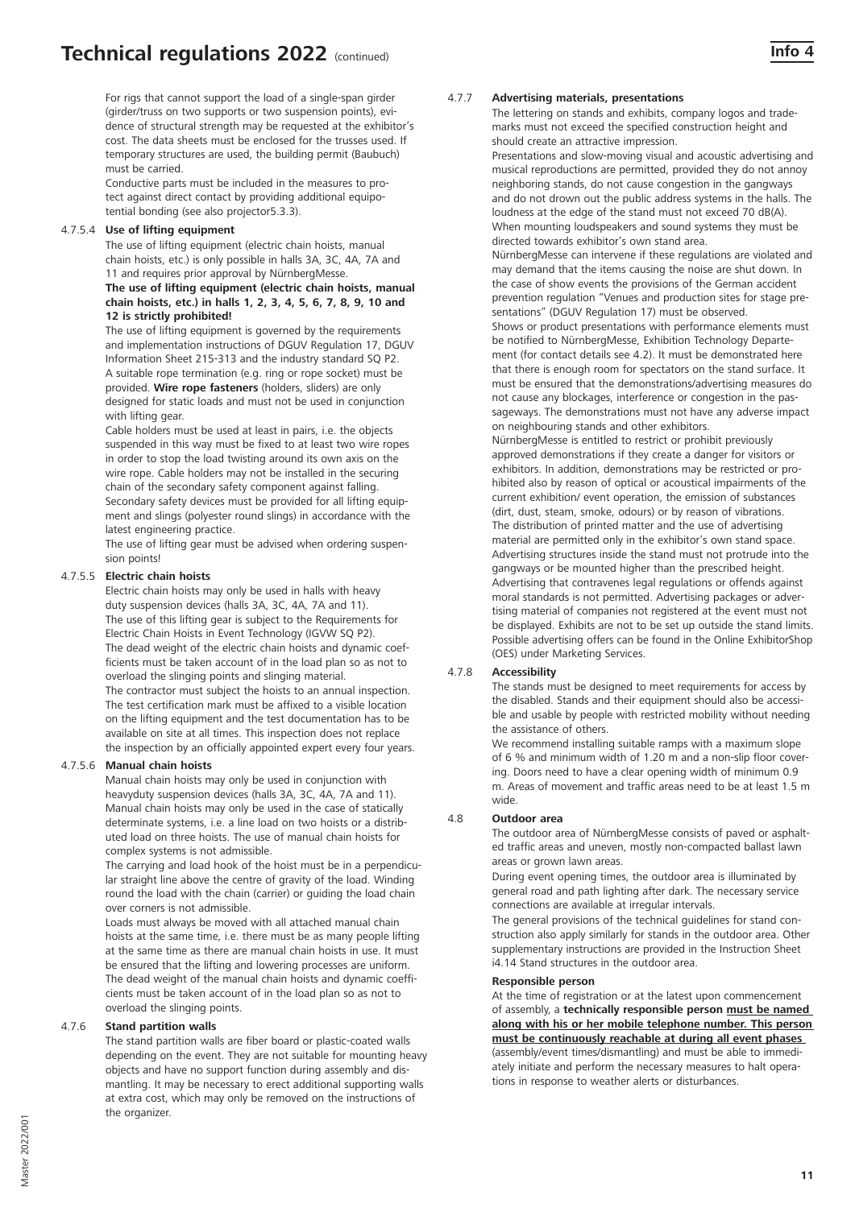For rigs that cannot support the load of a single-span girder (girder/truss on two supports or two suspension points), evidence of structural strength may be requested at the exhibitor's cost. The data sheets must be enclosed for the trusses used. If temporary structures are used, the building permit (Baubuch) must be carried.

Conductive parts must be included in the measures to protect against direct contact by providing additional equipotential bonding (see also projector5.3.3).

#### 4.7.5.4 Use of lifting equipment

The use of lifting equipment (electric chain hoists, manual chain hoists, etc.) is only possible in halls 3A, 3C, 4A, 7A and 11 and requires prior approval by NürnbergMesse.

**The use of lifting equipment (electric chain hoists, manual chain hoists, etc.) in halls 1, 2, 3, 4, 5, 6, 7, 8, 9, 10 and 12 is strictly prohibited!**

The use of lifting equipment is governed by the requirements and implementation instructions of DGUV Regulation 17, DGUV Information Sheet 215-313 and the industry standard SQ P2. A suitable rope termination (e.g. ring or rope socket) must be provided. **Wire rope fasteners** (holders, sliders) are only designed for static loads and must not be used in conjunction with lifting gear.

Cable holders must be used at least in pairs, i.e. the objects suspended in this way must be fixed to at least two wire ropes in order to stop the load twisting around its own axis on the wire rope. Cable holders may not be installed in the securing chain of the secondary safety component against falling. Secondary safety devices must be provided for all lifting equipment and slings (polyester round slings) in accordance with the latest engineering practice.

The use of lifting gear must be advised when ordering suspension points!

#### 4.7.5.5 Electric chain hoists

Electric chain hoists may only be used in halls with heavy duty suspension devices (halls 3A, 3C, 4A, 7A and 11). The use of this lifting gear is subject to the Requirements for Electric Chain Hoists in Event Technology (IGVW SQ P2). The dead weight of the electric chain hoists and dynamic coefficients must be taken account of in the load plan so as not to overload the slinging points and slinging material.

The contractor must subject the hoists to an annual inspection. The test certification mark must be affixed to a visible location on the lifting equipment and the test documentation has to be available on site at all times. This inspection does not replace the inspection by an officially appointed expert every four years.

#### 4.7.5.6 Manual chain hoists

Manual chain hoists may only be used in conjunction with heavyduty suspension devices (halls 3A, 3C, 4A, 7A and 11). Manual chain hoists may only be used in the case of statically determinate systems, i.e. a line load on two hoists or a distributed load on three hoists. The use of manual chain hoists for complex systems is not admissible.

The carrying and load hook of the hoist must be in a perpendicular straight line above the centre of gravity of the load. Winding round the load with the chain (carrier) or guiding the load chain over corners is not admissible.

Loads must always be moved with all attached manual chain hoists at the same time, i.e. there must be as many people lifting at the same time as there are manual chain hoists in use. It must be ensured that the lifting and lowering processes are uniform. The dead weight of the manual chain hoists and dynamic coefficients must be taken account of in the load plan so as not to overload the slinging points.

### 4.7.6 Stand partition walls

The stand partition walls are fiber board or plastic-coated walls depending on the event. They are not suitable for mounting heavy objects and have no support function during assembly and dismantling. It may be necessary to erect additional supporting walls at extra cost, which may only be removed on the instructions of the organizer.

### 4.7.7 Advertising materials, presentations

The lettering on stands and exhibits, company logos and trademarks must not exceed the specified construction height and should create an attractive impression.

Presentations and slow-moving visual and acoustic advertising and musical reproductions are permitted, provided they do not annoy neighboring stands, do not cause congestion in the gangways and do not drown out the public address systems in the halls. The loudness at the edge of the stand must not exceed 70 dB(A). When mounting loudspeakers and sound systems they must be directed towards exhibitor's own stand area.

NürnbergMesse can intervene if these regulations are violated and may demand that the items causing the noise are shut down. In the case of show events the provisions of the German accident prevention regulation "Venues and production sites for stage presentations" (DGUV Regulation 17) must be observed.

Shows or product presentations with performance elements must be notified to NürnbergMesse, Exhibition Technology Departement (for contact details see 4.2). It must be demonstrated here that there is enough room for spectators on the stand surface. It must be ensured that the demonstrations/advertising measures do not cause any blockages, interference or congestion in the passageways. The demonstrations must not have any adverse impact on neighbouring stands and other exhibitors.

NürnbergMesse is entitled to restrict or prohibit previously approved demonstrations if they create a danger for visitors or exhibitors. In addition, demonstrations may be restricted or prohibited also by reason of optical or acoustical impairments of the current exhibition/ event operation, the emission of substances (dirt, dust, steam, smoke, odours) or by reason of vibrations.

The distribution of printed matter and the use of advertising material are permitted only in the exhibitor's own stand space. Advertising structures inside the stand must not protrude into the gangways or be mounted higher than the prescribed height. Advertising that contravenes legal regulations or offends against moral standards is not permitted. Advertising packages or advertising material of companies not registered at the event must not be displayed. Exhibits are not to be set up outside the stand limits. Possible advertising offers can be found in the Online ExhibitorShop (OES) under Marketing Services.

### 4.7.8 Accessibility

The stands must be designed to meet requirements for access by the disabled. Stands and their equipment should also be accessible and usable by people with restricted mobility without needing the assistance of others.

We recommend installing suitable ramps with a maximum slope of 6 % and minimum width of 1.20 m and a non-slip floor covering. Doors need to have a clear opening width of minimum 0.9 m. Areas of movement and traffic areas need to be at least 1.5 m wide.

## 4.8 Outdoor area

The outdoor area of NürnbergMesse consists of paved or asphalted traffic areas and uneven, mostly non-compacted ballast lawn areas or grown lawn areas.

During event opening times, the outdoor area is illuminated by general road and path lighting after dark. The necessary service connections are available at irregular intervals.

The general provisions of the technical guidelines for stand construction also apply similarly for stands in the outdoor area. Other supplementary instructions are provided in the Instruction Sheet i4.14 Stand structures in the outdoor area.

**Responsible person**

At the time of registration or at the latest upon commencement of assembly, a **technically responsible person <u>must be named along with his or her mobile telephone number. This person must be continuously reachable at during all event phases</u>** (assembly/event times/dismantling) and must be able to immediately initiate and perform the necessary measures to halt operations in response to weather alerts or disturbances.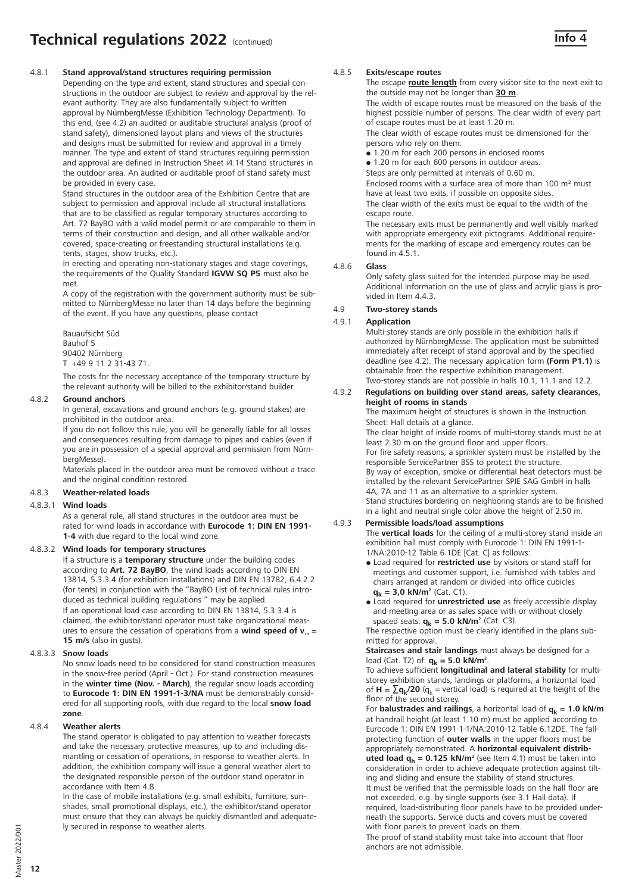# Technical regulations 2022 (continued)

**Info 4**

#### 4.8.1 Stand approval/stand structures requiring permission

Depending on the type and extent, stand structures and special constructions in the outdoor are subject to review and approval by the relevant authority. They are also fundamentally subject to written approval by NürnbergMesse (Exhibition Technology Department). To this end, (see 4.2) an audited or auditable structural analysis (proof of stand safety), dimensioned layout plans and views of the structures and designs must be submitted for review and approval in a timely manner. The type and extent of stand structures requiring permission and approval are defined in Instruction Sheet i4.14 Stand structures in the outdoor area. An audited or auditable proof of stand safety must be provided in every case.

Stand structures in the outdoor area of the Exhibition Centre that are subject to permission and approval include all structural installations that are to be classified as regular temporary structures according to Art. 72 BayBO with a valid model permit or are comparable to them in terms of their construction and design, and all other walkable and/or covered, space-creating or freestanding structural installations (e.g. tents, stages, show trucks, etc.).

In erecting and operating non-stationary stages and stage coverings, the requirements of the Quality Standard **IGVW SQ P5** must also be met.

A copy of the registration with the government authority must be submitted to NürnbergMesse no later than 14 days before the beginning of the event. If you have any questions, please contact

Bauaufsicht Süd
Bauhof 5
90402 Nürnberg
T +49 9 11 2 31-43 71.

The costs for the necessary acceptance of the temporary structure by the relevant authority will be billed to the exhibitor/stand builder.

#### 4.8.2 Ground anchors

In general, excavations and ground anchors (e.g. ground stakes) are prohibited in the outdoor area.

If you do not follow this rule, you will be generally liable for all losses and consequences resulting from damage to pipes and cables (even if you are in possession of a special approval and permission from NürnbergMesse).

Materials placed in the outdoor area must be removed without a trace and the original condition restored.

#### 4.8.3 Weather-related loads

##### 4.8.3.1 Wind loads

As a general rule, all stand structures in the outdoor area must be rated for wind loads in accordance with **Eurocode 1: DIN EN 1991-1-4** with due regard to the local wind zone.

##### 4.8.3.2 Wind loads for temporary structures

If a structure is a **temporary structure** under the building codes according to **Art. 72 BayBO**, the wind loads according to DIN EN 13814, 5.3.3.4 (for exhibition installations) and DIN EN 13782, 6.4.2.2 (for tents) in conjunction with the "BayBO List of technical rules introduced as technical building regulations " may be applied.

If an operational load case according to DIN EN 13814, 5.3.3.4 is claimed, the exhibitor/stand operator must take organizational measures to ensure the cessation of operations from a **wind speed of $v_{10}$ = 15 m/s** (also in gusts).

##### 4.8.3.3 Snow loads

No snow loads need to be considered for stand construction measures in the snow-free period (April - Oct.). For stand construction measures in the **winter time (Nov. - March)**, the regular snow loads according to **Eurocode 1: DIN EN 1991-1-3/NA** must be demonstrably considered for all supporting roofs, with due regard to the local **snow load zone**.

#### 4.8.4 Weather alerts

The stand operator is obligated to pay attention to weather forecasts and take the necessary protective measures, up to and including dismantling or cessation of operations, in response to weather alerts. In addition, the exhibition company will issue a general weather alert to the designated responsible person of the outdoor stand operator in accordance with Item 4.8.

In the case of mobile installations (e.g. small exhibits, furniture, sunshades, small promotional displays, etc.), the exhibitor/stand operator must ensure that they can always be quickly dismantled and adequately secured in response to weather alerts.

#### 4.8.5 Exits/escape routes

The escape **route length** from every visitor site to the next exit to the outside may not be longer than **30 m**.

The width of escape routes must be measured on the basis of the highest possible number of persons. The clear width of every part of escape routes must be at least 1.20 m.

The clear width of escape routes must be dimensioned for the persons who rely on them:

- 1.20 m for each 200 persons in enclosed rooms
- 1.20 m for each 600 persons in outdoor areas.

Steps are only permitted at intervals of 0.60 m.

Enclosed rooms with a surface area of more than 100 m² must have at least two exits, if possible on opposite sides.

The clear width of the exits must be equal to the width of the escape route.

The necessary exits must be permanently and well visibly marked with appropriate emergency exit pictograms. Additional requirements for the marking of escape and emergency routes can be found in 4.5.1.

#### 4.8.6 Glass

Only safety glass suited for the intended purpose may be used. Additional information on the use of glass and acrylic glass is provided in Item 4.4.3.

### 4.9 Two-storey stands

#### 4.9.1 Application

Multi-storey stands are only possible in the exhibition halls if authorized by NürnbergMesse. The application must be submitted immediately after receipt of stand approval and by the specified deadline (see 4.2). The necessary application form **(Form P1.1)** is obtainable from the respective exhibition management.

Two-storey stands are not possible in halls 10.1, 11.1 and 12.2.

#### 4.9.2 Regulations on building over stand areas, safety clearances, height of rooms in stands

The maximum height of structures is shown in the Instruction Sheet: Hall details at a glance.

The clear height of inside rooms of multi-storey stands must be at least 2.30 m on the ground floor and upper floors.

For fire safety reasons, a sprinkler system must be installed by the responsible ServicePartner BSS to protect the structure.

By way of exception, smoke or differential heat detectors must be installed by the relevant ServicePartner SPIE SAG GmbH in halls 4A, 7A and 11 as an alternative to a sprinkler system.

Stand structures bordering on neighboring stands are to be finished in a light and neutral single color above the height of 2.50 m.

#### 4.9.3 Permissible loads/load assumptions

The **vertical loads** for the ceiling of a multi-storey stand inside an exhibition hall must comply with Eurocode 1: DIN EN 1991-1-1/NA:2010-12 Table 6.1DE [Cat. C] as follows:

- Load required for **restricted use** by visitors or stand staff for meetings and customer support, i.e. furnished with tables and chairs arranged at random or divided into office cubicles **$q_k$ = 3,0 kN/m²** (Cat. C1).
- Load required for **unrestricted use** as freely accessible display and meeting area or as sales space with or without closely spaced seats: **$q_k$ = 5.0 kN/m²** (Cat. C3).

The respective option must be clearly identified in the plans submitted for approval.

**Staircases and stair landings** must always be designed for a load (Cat. T2) of: **$q_k$ = 5.0 kN/m²**.

To achieve sufficient **longitudinal and lateral stability** for multi-storey exhibition stands, landings or platforms, a horizontal load of **$H = \sum q_k/20$** ($q_k$ = vertical load) is required at the height of the floor of the second storey.

For **balustrades and railings**, a horizontal load of **$q_k$ = 1.0 kN/m** at handrail height (at least 1.10 m) must be applied according to Eurocode 1: DIN EN 1991-1-1/NA:2010-12 Table 6.12DE. The fall-protecting function of **outer walls** in the upper floors must be appropriately demonstrated. A **horizontal equivalent distributed load $q_h$ = 0.125 kN/m²** (see Item 4.1) must be taken into consideration in order to achieve adequate protection against tilting and sliding and ensure the stability of stand structures.

It must be verified that the permissible loads on the hall floor are not exceeded, e.g. by single supports (see 3.1 Hall data). If required, load-distributing floor panels have to be provided underneath the supports. Service ducts and covers must be covered with floor panels to prevent loads on them.

The proof of stand stability must take into account that floor anchors are not admissible.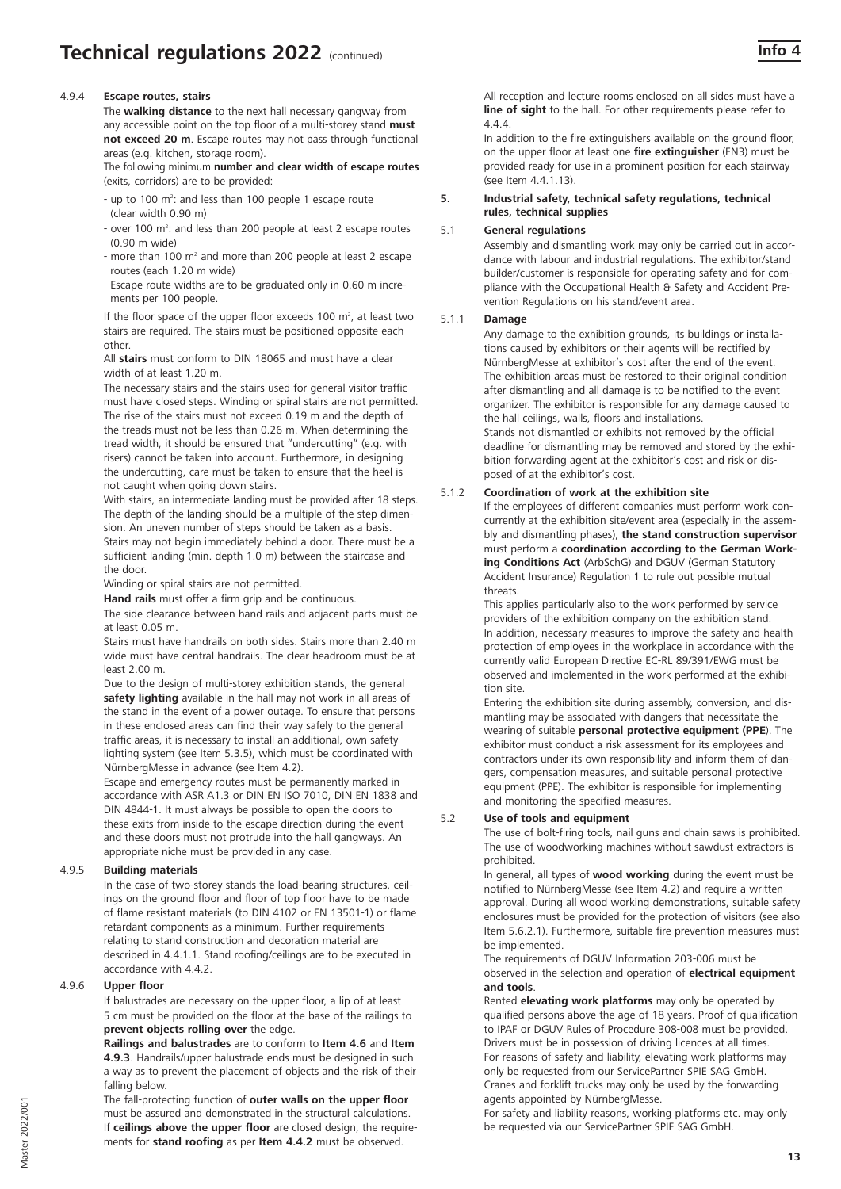#### 4.9.4 Escape routes, stairs

The **walking distance** to the next hall necessary gangway from any accessible point on the top floor of a multi-storey stand **must not exceed 20 m**. Escape routes may not pass through functional areas (e.g. kitchen, storage room).

The following minimum **number and clear width of escape routes** (exits, corridors) are to be provided:

- up to 100 m²: and less than 100 people 1 escape route (clear width 0.90 m)
- over 100 m²: and less than 200 people at least 2 escape routes (0.90 m wide)
- more than 100 m² and more than 200 people at least 2 escape routes (each 1.20 m wide)

  Escape route widths are to be graduated only in 0.60 m increments per 100 people.

If the floor space of the upper floor exceeds 100 m², at least two stairs are required. The stairs must be positioned opposite each other.

All **stairs** must conform to DIN 18065 and must have a clear width of at least 1.20 m.

The necessary stairs and the stairs used for general visitor traffic must have closed steps. Winding or spiral stairs are not permitted. The rise of the stairs must not exceed 0.19 m and the depth of the treads must not be less than 0.26 m. When determining the tread width, it should be ensured that "undercutting" (e.g. with risers) cannot be taken into account. Furthermore, in designing the undercutting, care must be taken to ensure that the heel is not caught when going down stairs.

With stairs, an intermediate landing must be provided after 18 steps. The depth of the landing should be a multiple of the step dimension. An uneven number of steps should be taken as a basis. Stairs may not begin immediately behind a door. There must be a sufficient landing (min. depth 1.0 m) between the staircase and the door.

Winding or spiral stairs are not permitted.

**Hand rails** must offer a firm grip and be continuous.

The side clearance between hand rails and adjacent parts must be at least 0.05 m.

Stairs must have handrails on both sides. Stairs more than 2.40 m wide must have central handrails. The clear headroom must be at least 2.00 m.

Due to the design of multi-storey exhibition stands, the general **safety lighting** available in the hall may not work in all areas of the stand in the event of a power outage. To ensure that persons in these enclosed areas can find their way safely to the general traffic areas, it is necessary to install an additional, own safety lighting system (see Item 5.3.5), which must be coordinated with NürnbergMesse in advance (see Item 4.2).

Escape and emergency routes must be permanently marked in accordance with ASR A1.3 or DIN EN ISO 7010, DIN EN 1838 and DIN 4844-1. It must always be possible to open the doors to these exits from inside to the escape direction during the event and these doors must not protrude into the hall gangways. An appropriate niche must be provided in any case.

#### 4.9.5 Building materials

In the case of two-storey stands the load-bearing structures, ceilings on the ground floor and floor of top floor have to be made of flame resistant materials (to DIN 4102 or EN 13501-1) or flame retardant components as a minimum. Further requirements relating to stand construction and decoration material are described in 4.4.1.1. Stand roofing/ceilings are to be executed in accordance with 4.4.2.

#### 4.9.6 Upper floor

If balustrades are necessary on the upper floor, a lip of at least 5 cm must be provided on the floor at the base of the railings to **prevent objects rolling over** the edge.

**Railings and balustrades** are to conform to **Item 4.6** and **Item 4.9.3**. Handrails/upper balustrade ends must be designed in such a way as to prevent the placement of objects and the risk of their falling below.

The fall-protecting function of **outer walls on the upper floor** must be assured and demonstrated in the structural calculations. If **ceilings above the upper floor** are closed design, the requirements for **stand roofing** as per **Item 4.4.2** must be observed.

All reception and lecture rooms enclosed on all sides must have a **line of sight** to the hall. For other requirements please refer to 4.4.4.

In addition to the fire extinguishers available on the ground floor, on the upper floor at least one **fire extinguisher** (EN3) must be provided ready for use in a prominent position for each stairway (see Item 4.4.1.13).

## 5. Industrial safety, technical safety regulations, technical rules, technical supplies

### 5.1 General regulations

Assembly and dismantling work may only be carried out in accordance with labour and industrial regulations. The exhibitor/stand builder/customer is responsible for operating safety and for compliance with the Occupational Health & Safety and Accident Prevention Regulations on his stand/event area.

#### 5.1.1 Damage

Any damage to the exhibition grounds, its buildings or installations caused by exhibitors or their agents will be rectified by NürnbergMesse at exhibitor's cost after the end of the event. The exhibition areas must be restored to their original condition after dismantling and all damage is to be notified to the event organizer. The exhibitor is responsible for any damage caused to the hall ceilings, walls, floors and installations.

Stands not dismantled or exhibits not removed by the official deadline for dismantling may be removed and stored by the exhibition forwarding agent at the exhibitor's cost and risk or disposed of at the exhibitor's cost.

#### 5.1.2 Coordination of work at the exhibition site

If the employees of different companies must perform work concurrently at the exhibition site/event area (especially in the assembly and dismantling phases), **the stand construction supervisor** must perform a **coordination according to the German Working Conditions Act** (ArbSchG) and DGUV (German Statutory Accident Insurance) Regulation 1 to rule out possible mutual threats.

This applies particularly also to the work performed by service providers of the exhibition company on the exhibition stand. In addition, necessary measures to improve the safety and health protection of employees in the workplace in accordance with the currently valid European Directive EC-RL 89/391/EWG must be observed and implemented in the work performed at the exhibition site.

Entering the exhibition site during assembly, conversion, and dismantling may be associated with dangers that necessitate the wearing of suitable **personal protective equipment (PPE**). The exhibitor must conduct a risk assessment for its employees and contractors under its own responsibility and inform them of dangers, compensation measures, and suitable personal protective equipment (PPE). The exhibitor is responsible for implementing and monitoring the specified measures.

### 5.2 Use of tools and equipment

The use of bolt-firing tools, nail guns and chain saws is prohibited. The use of woodworking machines without sawdust extractors is prohibited.

In general, all types of **wood working** during the event must be notified to NürnbergMesse (see Item 4.2) and require a written approval. During all wood working demonstrations, suitable safety enclosures must be provided for the protection of visitors (see also Item 5.6.2.1). Furthermore, suitable fire prevention measures must be implemented.

The requirements of DGUV Information 203-006 must be observed in the selection and operation of **electrical equipment and tools**.

Rented **elevating work platforms** may only be operated by qualified persons above the age of 18 years. Proof of qualification to IPAF or DGUV Rules of Procedure 308-008 must be provided. Drivers must be in possession of driving licences at all times. For reasons of safety and liability, elevating work platforms may only be requested from our ServicePartner SPIE SAG GmbH. Cranes and forklift trucks may only be used by the forwarding agents appointed by NürnbergMesse.

For safety and liability reasons, working platforms etc. may only be requested via our ServicePartner SPIE SAG GmbH.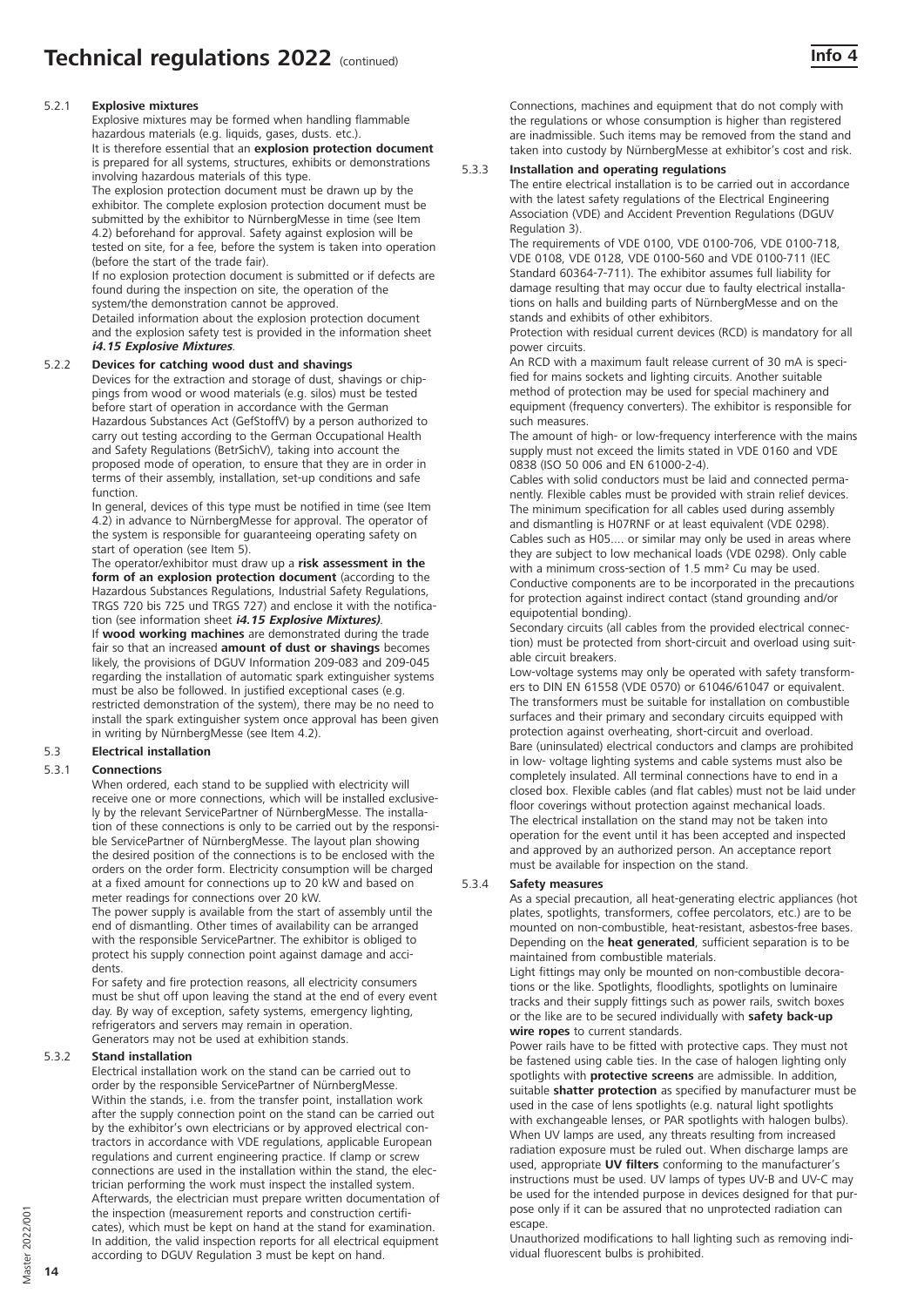#### 5.2.1 Explosive mixtures

Explosive mixtures may be formed when handling flammable hazardous materials (e.g. liquids, gases, dusts. etc.).
It is therefore essential that an **explosion protection document** is prepared for all systems, structures, exhibits or demonstrations involving hazardous materials of this type.
The explosion protection document must be drawn up by the exhibitor. The complete explosion protection document must be submitted by the exhibitor to NürnbergMesse in time (see Item 4.2) beforehand for approval. Safety against explosion will be tested on site, for a fee, before the system is taken into operation (before the start of the trade fair).
If no explosion protection document is submitted or if defects are found during the inspection on site, the operation of the system/the demonstration cannot be approved.
Detailed information about the explosion protection document and the explosion safety test is provided in the information sheet ***i4.15 Explosive Mixtures***.

#### 5.2.2 Devices for catching wood dust and shavings

Devices for the extraction and storage of dust, shavings or chippings from wood or wood materials (e.g. silos) must be tested before start of operation in accordance with the German Hazardous Substances Act (GefStoffV) by a person authorized to carry out testing according to the German Occupational Health and Safety Regulations (BetrSichV), taking into account the proposed mode of operation, to ensure that they are in order in terms of their assembly, installation, set-up conditions and safe function.
In general, devices of this type must be notified in time (see Item 4.2) in advance to NürnbergMesse for approval. The operator of the system is responsible for guaranteeing operating safety on start of operation (see Item 5).
The operator/exhibitor must draw up a **risk assessment in the form of an explosion protection document** (according to the Hazardous Substances Regulations, Industrial Safety Regulations, TRGS 720 bis 725 und TRGS 727) and enclose it with the notification (see information sheet ***i4.15 Explosive Mixtures)***.
If **wood working machines** are demonstrated during the trade fair so that an increased **amount of dust or shavings** becomes likely, the provisions of DGUV Information 209-083 and 209-045 regarding the installation of automatic spark extinguisher systems must be also be followed. In justified exceptional cases (e.g. restricted demonstration of the system), there may be no need to install the spark extinguisher system once approval has been given in writing by NürnbergMesse (see Item 4.2).

### 5.3 Electrical installation

#### 5.3.1 Connections

When ordered, each stand to be supplied with electricity will receive one or more connections, which will be installed exclusively by the relevant ServicePartner of NürnbergMesse. The installation of these connections is only to be carried out by the responsible ServicePartner of NürnbergMesse. The layout plan showing the desired position of the connections is to be enclosed with the orders on the order form. Electricity consumption will be charged at a fixed amount for connections up to 20 kW and based on meter readings for connections over 20 kW.
The power supply is available from the start of assembly until the end of dismantling. Other times of availability can be arranged with the responsible ServicePartner. The exhibitor is obliged to protect his supply connection point against damage and accidents.
For safety and fire protection reasons, all electricity consumers must be shut off upon leaving the stand at the end of every event day. By way of exception, safety systems, emergency lighting, refrigerators and servers may remain in operation.
Generators may not be used at exhibition stands.

#### 5.3.2 Stand installation

Electrical installation work on the stand can be carried out to order by the responsible ServicePartner of NürnbergMesse. Within the stands, i.e. from the transfer point, installation work after the supply connection point on the stand can be carried out by the exhibitor's own electricians or by approved electrical contractors in accordance with VDE regulations, applicable European regulations and current engineering practice. If clamp or screw connections are used in the installation within the stand, the electrician performing the work must inspect the installed system. Afterwards, the electrician must prepare written documentation of the inspection (measurement reports and construction certificates), which must be kept on hand at the stand for examination. In addition, the valid inspection reports for all electrical equipment according to DGUV Regulation 3 must be kept on hand.

Connections, machines and equipment that do not comply with the regulations or whose consumption is higher than registered are inadmissible. Such items may be removed from the stand and taken into custody by NürnbergMesse at exhibitor's cost and risk.

#### 5.3.3 Installation and operating regulations

The entire electrical installation is to be carried out in accordance with the latest safety regulations of the Electrical Engineering Association (VDE) and Accident Prevention Regulations (DGUV Regulation 3).
The requirements of VDE 0100, VDE 0100-706, VDE 0100-718, VDE 0108, VDE 0128, VDE 0100-560 and VDE 0100-711 (IEC Standard 60364-7-711). The exhibitor assumes full liability for damage resulting that may occur due to faulty electrical installations on halls and building parts of NürnbergMesse and on the stands and exhibits of other exhibitors.
Protection with residual current devices (RCD) is mandatory for all power circuits.
An RCD with a maximum fault release current of 30 mA is specified for mains sockets and lighting circuits. Another suitable method of protection may be used for special machinery and equipment (frequency converters). The exhibitor is responsible for such measures.
The amount of high- or low-frequency interference with the mains supply must not exceed the limits stated in VDE 0160 and VDE 0838 (ISO 50 006 and EN 61000-2-4).
Cables with solid conductors must be laid and connected permanently. Flexible cables must be provided with strain relief devices. The minimum specification for all cables used during assembly and dismantling is H07RNF or at least equivalent (VDE 0298). Cables such as H05.... or similar may only be used in areas where they are subject to low mechanical loads (VDE 0298). Only cable with a minimum cross-section of 1.5 mm² Cu may be used.
Conductive components are to be incorporated in the precautions for protection against indirect contact (stand grounding and/or equipotential bonding).
Secondary circuits (all cables from the provided electrical connection) must be protected from short-circuit and overload using suitable circuit breakers.
Low-voltage systems may only be operated with safety transformers to DIN EN 61558 (VDE 0570) or 61046/61047 or equivalent. The transformers must be suitable for installation on combustible surfaces and their primary and secondary circuits equipped with protection against overheating, short-circuit and overload.
Bare (uninsulated) electrical conductors and clamps are prohibited in low- voltage lighting systems and cable systems must also be completely insulated. All terminal connections have to end in a closed box. Flexible cables (and flat cables) must not be laid under floor coverings without protection against mechanical loads.
The electrical installation on the stand may not be taken into operation for the event until it has been accepted and inspected and approved by an authorized person. An acceptance report must be available for inspection on the stand.

#### 5.3.4 Safety measures

As a special precaution, all heat-generating electric appliances (hot plates, spotlights, transformers, coffee percolators, etc.) are to be mounted on non-combustible, heat-resistant, asbestos-free bases. Depending on the **heat generated**, sufficient separation is to be maintained from combustible materials.
Light fittings may only be mounted on non-combustible decorations or the like. Spotlights, floodlights, spotlights on luminaire tracks and their supply fittings such as power rails, switch boxes or the like are to be secured individually with **safety back-up wire ropes** to current standards.
Power rails have to be fitted with protective caps. They must not be fastened using cable ties. In the case of halogen lighting only spotlights with **protective screens** are admissible. In addition, suitable **shatter protection** as specified by manufacturer must be used in the case of lens spotlights (e.g. natural light spotlights with exchangeable lenses, or PAR spotlights with halogen bulbs). When UV lamps are used, any threats resulting from increased radiation exposure must be ruled out. When discharge lamps are used, appropriate **UV filters** conforming to the manufacturer's instructions must be used. UV lamps of types UV-B and UV-C may be used for the intended purpose in devices designed for that purpose only if it can be assured that no unprotected radiation can escape.
Unauthorized modifications to hall lighting such as removing individual fluorescent bulbs is prohibited.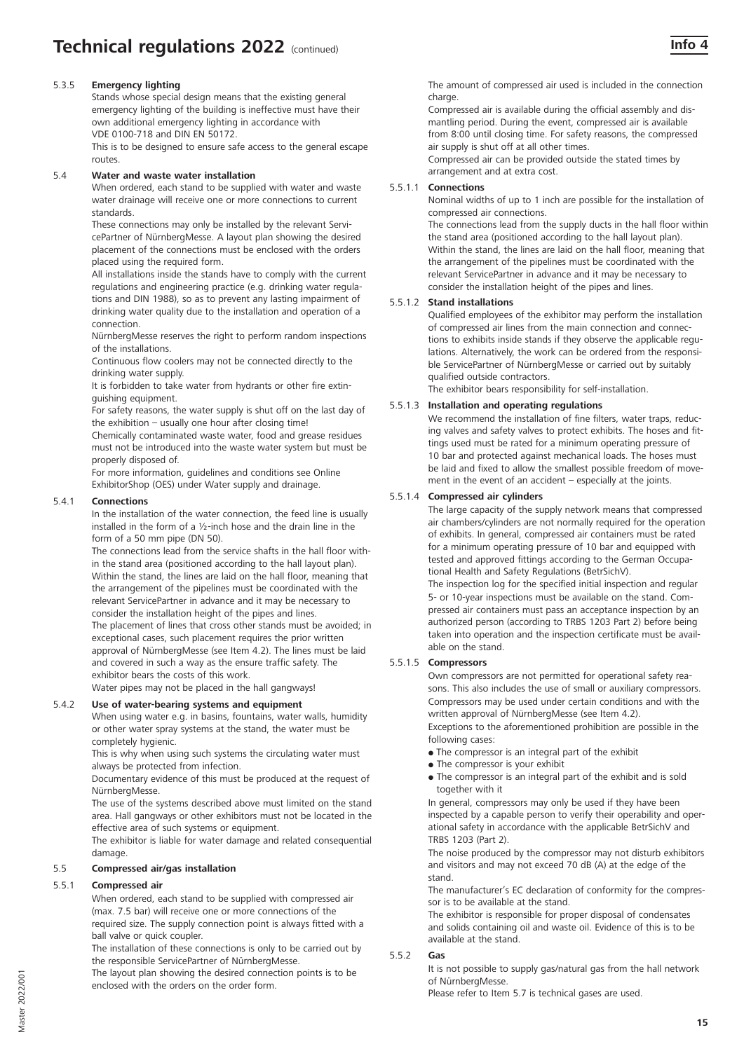#### 5.3.5 Emergency lighting

Stands whose special design means that the existing general emergency lighting of the building is ineffective must have their own additional emergency lighting in accordance with VDE 0100-718 and DIN EN 50172.

This is to be designed to ensure safe access to the general escape routes.

### 5.4 Water and waste water installation

When ordered, each stand to be supplied with water and waste water drainage will receive one or more connections to current standards.

These connections may only be installed by the relevant ServicePartner of NürnbergMesse. A layout plan showing the desired placement of the connections must be enclosed with the orders placed using the required form.

All installations inside the stands have to comply with the current regulations and engineering practice (e.g. drinking water regulations and DIN 1988), so as to prevent any lasting impairment of drinking water quality due to the installation and operation of a connection.

NürnbergMesse reserves the right to perform random inspections of the installations.

Continuous flow coolers may not be connected directly to the drinking water supply.

It is forbidden to take water from hydrants or other fire extinguishing equipment.

For safety reasons, the water supply is shut off on the last day of the exhibition – usually one hour after closing time!

Chemically contaminated waste water, food and grease residues must not be introduced into the waste water system but must be properly disposed of.

For more information, guidelines and conditions see Online ExhibitorShop (OES) under Water supply and drainage.

#### 5.4.1 Connections

In the installation of the water connection, the feed line is usually installed in the form of a ½-inch hose and the drain line in the form of a 50 mm pipe (DN 50).

The connections lead from the service shafts in the hall floor within the stand area (positioned according to the hall layout plan). Within the stand, the lines are laid on the hall floor, meaning that the arrangement of the pipelines must be coordinated with the relevant ServicePartner in advance and it may be necessary to consider the installation height of the pipes and lines.

The placement of lines that cross other stands must be avoided; in exceptional cases, such placement requires the prior written approval of NürnbergMesse (see Item 4.2). The lines must be laid and covered in such a way as the ensure traffic safety. The exhibitor bears the costs of this work.

Water pipes may not be placed in the hall gangways!

#### 5.4.2 Use of water-bearing systems and equipment

When using water e.g. in basins, fountains, water walls, humidity or other water spray systems at the stand, the water must be completely hygienic.

This is why when using such systems the circulating water must always be protected from infection.

Documentary evidence of this must be produced at the request of NürnbergMesse.

The use of the systems described above must limited on the stand area. Hall gangways or other exhibitors must not be located in the effective area of such systems or equipment.

The exhibitor is liable for water damage and related consequential damage.

### 5.5 Compressed air/gas installation

#### 5.5.1 Compressed air

When ordered, each stand to be supplied with compressed air (max. 7.5 bar) will receive one or more connections of the required size. The supply connection point is always fitted with a ball valve or quick coupler.

The installation of these connections is only to be carried out by the responsible ServicePartner of NürnbergMesse.

The layout plan showing the desired connection points is to be enclosed with the orders on the order form.

The amount of compressed air used is included in the connection charge.

Compressed air is available during the official assembly and dismantling period. During the event, compressed air is available from 8:00 until closing time. For safety reasons, the compressed air supply is shut off at all other times.

Compressed air can be provided outside the stated times by arrangement and at extra cost.

##### 5.5.1.1 Connections

Nominal widths of up to 1 inch are possible for the installation of compressed air connections.

The connections lead from the supply ducts in the hall floor within the stand area (positioned according to the hall layout plan). Within the stand, the lines are laid on the hall floor, meaning that the arrangement of the pipelines must be coordinated with the relevant ServicePartner in advance and it may be necessary to consider the installation height of the pipes and lines.

##### 5.5.1.2 Stand installations

Qualified employees of the exhibitor may perform the installation of compressed air lines from the main connection and connections to exhibits inside stands if they observe the applicable regulations. Alternatively, the work can be ordered from the responsible ServicePartner of NürnbergMesse or carried out by suitably qualified outside contractors.

The exhibitor bears responsibility for self-installation.

##### 5.5.1.3 Installation and operating regulations

We recommend the installation of fine filters, water traps, reducing valves and safety valves to protect exhibits. The hoses and fittings used must be rated for a minimum operating pressure of 10 bar and protected against mechanical loads. The hoses must be laid and fixed to allow the smallest possible freedom of movement in the event of an accident – especially at the joints.

##### 5.5.1.4 Compressed air cylinders

The large capacity of the supply network means that compressed air chambers/cylinders are not normally required for the operation of exhibits. In general, compressed air containers must be rated for a minimum operating pressure of 10 bar and equipped with tested and approved fittings according to the German Occupational Health and Safety Regulations (BetrSichV).

The inspection log for the specified initial inspection and regular 5- or 10-year inspections must be available on the stand. Compressed air containers must pass an acceptance inspection by an authorized person (according to TRBS 1203 Part 2) before being taken into operation and the inspection certificate must be available on the stand.

##### 5.5.1.5 Compressors

Own compressors are not permitted for operational safety reasons. This also includes the use of small or auxiliary compressors. Compressors may be used under certain conditions and with the written approval of NürnbergMesse (see Item 4.2).

Exceptions to the aforementioned prohibition are possible in the following cases:

- The compressor is an integral part of the exhibit
- The compressor is your exhibit
- The compressor is an integral part of the exhibit and is sold together with it

In general, compressors may only be used if they have been inspected by a capable person to verify their operability and operational safety in accordance with the applicable BetrSichV and TRBS 1203 (Part 2).

The noise produced by the compressor may not disturb exhibitors and visitors and may not exceed 70 dB (A) at the edge of the stand.

The manufacturer's EC declaration of conformity for the compressor is to be available at the stand.

The exhibitor is responsible for proper disposal of condensates and solids containing oil and waste oil. Evidence of this is to be available at the stand.

#### 5.5.2 Gas

It is not possible to supply gas/natural gas from the hall network of NürnbergMesse.

Please refer to Item 5.7 is technical gases are used.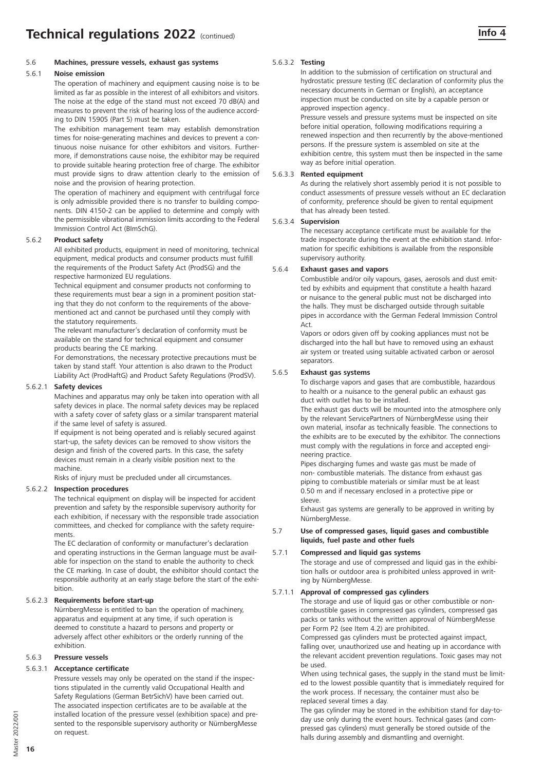## 5.6 Machines, pressure vessels, exhaust gas systems

### 5.6.1 Noise emission

The operation of machinery and equipment causing noise is to be limited as far as possible in the interest of all exhibitors and visitors. The noise at the edge of the stand must not exceed 70 dB(A) and measures to prevent the risk of hearing loss of the audience according to DIN 15905 (Part 5) must be taken.

The exhibition management team may establish demonstration times for noise-generating machines and devices to prevent a continuous noise nuisance for other exhibitors and visitors. Furthermore, if demonstrations cause noise, the exhibitor may be required to provide suitable hearing protection free of charge. The exhibitor must provide signs to draw attention clearly to the emission of noise and the provision of hearing protection.

The operation of machinery and equipment with centrifugal force is only admissible provided there is no transfer to building components. DIN 4150-2 can be applied to determine and comply with the permissible vibrational immission limits according to the Federal Immission Control Act (BImSchG).

### 5.6.2 Product safety

All exhibited products, equipment in need of monitoring, technical equipment, medical products and consumer products must fulfill the requirements of the Product Safety Act (ProdSG) and the respective harmonized EU regulations.

Technical equipment and consumer products not conforming to these requirements must bear a sign in a prominent position stating that they do not conform to the requirements of the above-mentioned act and cannot be purchased until they comply with the statutory requirements.

The relevant manufacturer's declaration of conformity must be available on the stand for technical equipment and consumer products bearing the CE marking.

For demonstrations, the necessary protective precautions must be taken by stand staff. Your attention is also drawn to the Product Liability Act (ProdHaftG) and Product Safety Regulations (ProdSV).

#### 5.6.2.1 Safety devices

Machines and apparatus may only be taken into operation with all safety devices in place. The normal safety devices may be replaced with a safety cover of safety glass or a similar transparent material if the same level of safety is assured.

If equipment is not being operated and is reliably secured against start-up, the safety devices can be removed to show visitors the design and finish of the covered parts. In this case, the safety devices must remain in a clearly visible position next to the machine.

Risks of injury must be precluded under all circumstances.

#### 5.6.2.2 Inspection procedures

The technical equipment on display will be inspected for accident prevention and safety by the responsible supervisory authority for each exhibition, if necessary with the responsible trade association committees, and checked for compliance with the safety requirements.

The EC declaration of conformity or manufacturer's declaration and operating instructions in the German language must be available for inspection on the stand to enable the authority to check the CE marking. In case of doubt, the exhibitor should contact the responsible authority at an early stage before the start of the exhibition.

#### 5.6.2.3 Requirements before start-up

NürnbergMesse is entitled to ban the operation of machinery, apparatus and equipment at any time, if such operation is deemed to constitute a hazard to persons and property or adversely affect other exhibitors or the orderly running of the exhibition.

### 5.6.3 Pressure vessels

#### 5.6.3.1 Acceptance certificate

Pressure vessels may only be operated on the stand if the inspections stipulated in the currently valid Occupational Health and Safety Regulations (German BetrSichV) have been carried out. The associated inspection certificates are to be available at the installed location of the pressure vessel (exhibition space) and presented to the responsible supervisory authority or NürnbergMesse on request.

#### 5.6.3.2 Testing

In addition to the submission of certification on structural and hydrostatic pressure testing (EC declaration of conformity plus the necessary documents in German or English), an acceptance inspection must be conducted on site by a capable person or approved inspection agency..

Pressure vessels and pressure systems must be inspected on site before initial operation, following modifications requiring a renewed inspection and then recurrently by the above-mentioned persons. If the pressure system is assembled on site at the exhibition centre, this system must then be inspected in the same way as before initial operation.

#### 5.6.3.3 Rented equipment

As during the relatively short assembly period it is not possible to conduct assessments of pressure vessels without an EC declaration of conformity, preference should be given to rental equipment that has already been tested.

#### 5.6.3.4 Supervision

The necessary acceptance certificate must be available for the trade inspectorate during the event at the exhibition stand. Information for specific exhibitions is available from the responsible supervisory authority.

### 5.6.4 Exhaust gases and vapors

Combustible and/or oily vapours, gases, aerosols and dust emitted by exhibits and equipment that constitute a health hazard or nuisance to the general public must not be discharged into the halls. They must be discharged outside through suitable pipes in accordance with the German Federal Immission Control Act.

Vapors or odors given off by cooking appliances must not be discharged into the hall but have to removed using an exhaust air system or treated using suitable activated carbon or aerosol separators.

### 5.6.5 Exhaust gas systems

To discharge vapors and gases that are combustible, hazardous to health or a nuisance to the general public an exhaust gas duct with outlet has to be installed.

The exhaust gas ducts will be mounted into the atmosphere only by the relevant ServicePartners of NürnbergMesse using their own material, insofar as technically feasible. The connections to the exhibits are to be executed by the exhibitor. The connections must comply with the regulations in force and accepted engineering practice.

Pipes discharging fumes and waste gas must be made of non- combustible materials. The distance from exhaust gas piping to combustible materials or similar must be at least 0.50 m and if necessary enclosed in a protective pipe or sleeve.

Exhaust gas systems are generally to be approved in writing by NürnbergMesse.

## 5.7 Use of compressed gases, liquid gases and combustible liquids, fuel paste and other fuels

### 5.7.1 Compressed and liquid gas systems

The storage and use of compressed and liquid gas in the exhibition halls or outdoor area is prohibited unless approved in writing by NürnbergMesse.

#### 5.7.1.1 Approval of compressed gas cylinders

The storage and use of liquid gas or other combustible or non-combustible gases in compressed gas cylinders, compressed gas packs or tanks without the written approval of NürnbergMesse per Form P2 (see Item 4.2) are prohibited.

Compressed gas cylinders must be protected against impact, falling over, unauthorized use and heating up in accordance with the relevant accident prevention regulations. Toxic gases may not be used.

When using technical gases, the supply in the stand must be limited to the lowest possible quantity that is immediately required for the work process. If necessary, the container must also be replaced several times a day.

The gas cylinder may be stored in the exhibition stand for day-to-day use only during the event hours. Technical gases (and compressed gas cylinders) must generally be stored outside of the halls during assembly and dismantling and overnight.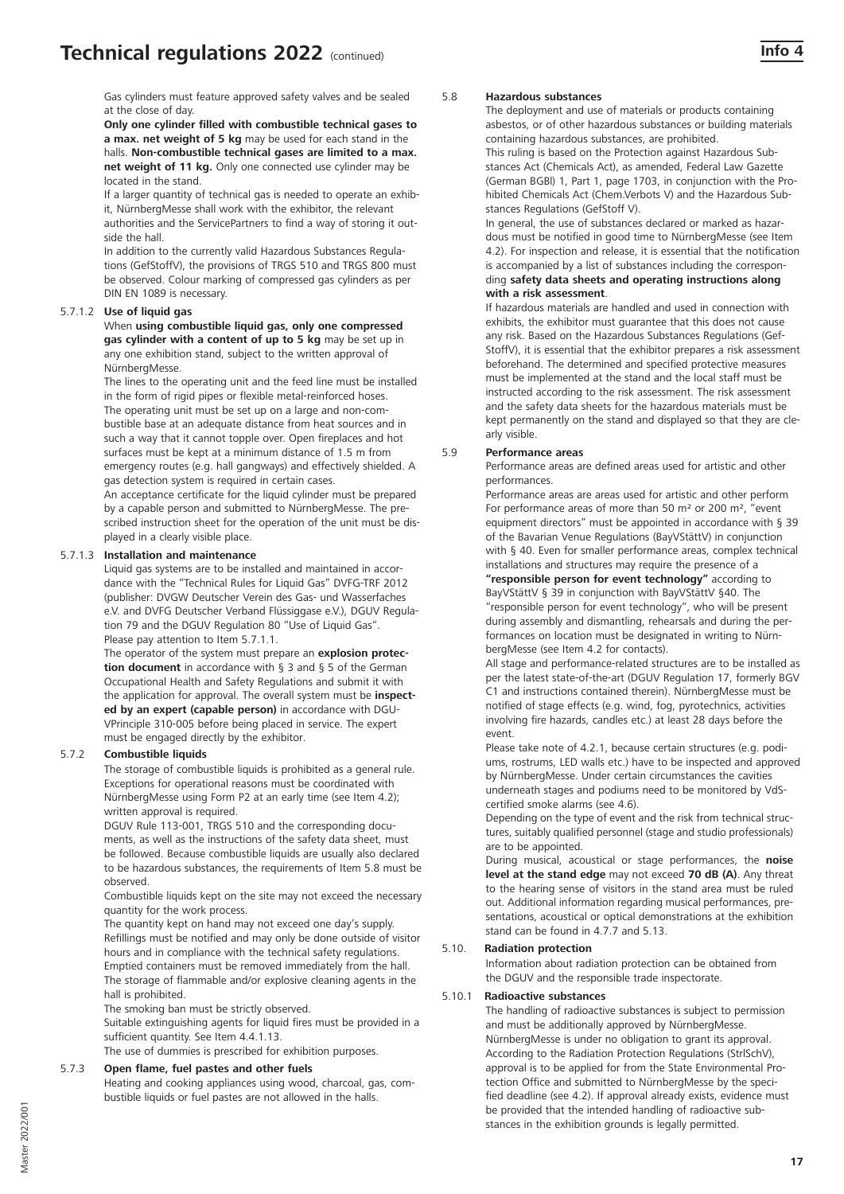Gas cylinders must feature approved safety valves and be sealed at the close of day.

**Only one cylinder filled with combustible technical gases to a max. net weight of 5 kg** may be used for each stand in the halls. **Non-combustible technical gases are limited to a max. net weight of 11 kg.** Only one connected use cylinder may be located in the stand.

If a larger quantity of technical gas is needed to operate an exhibit, NürnbergMesse shall work with the exhibitor, the relevant authorities and the ServicePartners to find a way of storing it outside the hall.

In addition to the currently valid Hazardous Substances Regulations (GefStoffV), the provisions of TRGS 510 and TRGS 800 must be observed. Colour marking of compressed gas cylinders as per DIN EN 1089 is necessary.

#### 5.7.1.2 Use of liquid gas

When **using combustible liquid gas, only one compressed gas cylinder with a content of up to 5 kg** may be set up in any one exhibition stand, subject to the written approval of NürnbergMesse.

The lines to the operating unit and the feed line must be installed in the form of rigid pipes or flexible metal-reinforced hoses.

The operating unit must be set up on a large and non-combustible base at an adequate distance from heat sources and in such a way that it cannot topple over. Open fireplaces and hot surfaces must be kept at a minimum distance of 1.5 m from emergency routes (e.g. hall gangways) and effectively shielded. A gas detection system is required in certain cases.

An acceptance certificate for the liquid cylinder must be prepared by a capable person and submitted to NürnbergMesse. The prescribed instruction sheet for the operation of the unit must be displayed in a clearly visible place.

#### 5.7.1.3 Installation and maintenance

Liquid gas systems are to be installed and maintained in accordance with the "Technical Rules for Liquid Gas" DVFG-TRF 2012 (publisher: DVGW Deutscher Verein des Gas- und Wasserfaches e.V. and DVFG Deutscher Verband Flüssiggase e.V.), DGUV Regulation 79 and the DGUV Regulation 80 "Use of Liquid Gas". Please pay attention to Item 5.7.1.1.

The operator of the system must prepare an **explosion protection document** in accordance with § 3 and § 5 of the German Occupational Health and Safety Regulations and submit it with the application for approval. The overall system must be **inspected by an expert (capable person)** in accordance with DGUVPrinciple 310-005 before being placed in service. The expert must be engaged directly by the exhibitor.

### 5.7.2 Combustible liquids

The storage of combustible liquids is prohibited as a general rule. Exceptions for operational reasons must be coordinated with NürnbergMesse using Form P2 at an early time (see Item 4.2); written approval is required.

DGUV Rule 113-001, TRGS 510 and the corresponding documents, as well as the instructions of the safety data sheet, must be followed. Because combustible liquids are usually also declared to be hazardous substances, the requirements of Item 5.8 must be observed.

Combustible liquids kept on the site may not exceed the necessary quantity for the work process.

The quantity kept on hand may not exceed one day's supply. Refillings must be notified and may only be done outside of visitor hours and in compliance with the technical safety regulations. Emptied containers must be removed immediately from the hall. The storage of flammable and/or explosive cleaning agents in the hall is prohibited.

The smoking ban must be strictly observed.

Suitable extinguishing agents for liquid fires must be provided in a sufficient quantity. See Item 4.4.1.13.

The use of dummies is prescribed for exhibition purposes.

### 5.7.3 Open flame, fuel pastes and other fuels

Heating and cooking appliances using wood, charcoal, gas, combustible liquids or fuel pastes are not allowed in the halls.

### 5.8 Hazardous substances

The deployment and use of materials or products containing asbestos, or of other hazardous substances or building materials containing hazardous substances, are prohibited.

This ruling is based on the Protection against Hazardous Substances Act (Chemicals Act), as amended, Federal Law Gazette (German BGBl) 1, Part 1, page 1703, in conjunction with the Prohibited Chemicals Act (Chem.Verbots V) and the Hazardous Substances Regulations (GefStoff V).

In general, the use of substances declared or marked as hazardous must be notified in good time to NürnbergMesse (see Item 4.2). For inspection and release, it is essential that the notification is accompanied by a list of substances including the corresponding **safety data sheets and operating instructions along with a risk assessment**.

If hazardous materials are handled and used in connection with exhibits, the exhibitor must guarantee that this does not cause any risk. Based on the Hazardous Substances Regulations (GefStoffV), it is essential that the exhibitor prepares a risk assessment beforehand. The determined and specified protective measures must be implemented at the stand and the local staff must be instructed according to the risk assessment. The risk assessment and the safety data sheets for the hazardous materials must be kept permanently on the stand and displayed so that they are clearly visible.

### 5.9 Performance areas

Performance areas are defined areas used for artistic and other performances.

Performance areas are areas used for artistic and other perform For performance areas of more than 50 m² or 200 m², "event equipment directors" must be appointed in accordance with § 39 of the Bavarian Venue Regulations (BayVStättV) in conjunction with § 40. Even for smaller performance areas, complex technical installations and structures may require the presence of a **"responsible person for event technology"** according to BayVStättV § 39 in conjunction with BayVStättV §40. The "responsible person for event technology", who will be present during assembly and dismantling, rehearsals and during the performances on location must be designated in writing to NürnbergMesse (see Item 4.2 for contacts).

All stage and performance-related structures are to be installed as per the latest state-of-the-art (DGUV Regulation 17, formerly BGV C1 and instructions contained therein). NürnbergMesse must be notified of stage effects (e.g. wind, fog, pyrotechnics, activities involving fire hazards, candles etc.) at least 28 days before the event.

Please take note of 4.2.1, because certain structures (e.g. podiums, rostrums, LED walls etc.) have to be inspected and approved by NürnbergMesse. Under certain circumstances the cavities underneath stages and podiums need to be monitored by VdS-certified smoke alarms (see 4.6).

Depending on the type of event and the risk from technical structures, suitably qualified personnel (stage and studio professionals) are to be appointed.

During musical, acoustical or stage performances, the **noise level at the stand edge** may not exceed **70 dB (A)**. Any threat to the hearing sense of visitors in the stand area must be ruled out. Additional information regarding musical performances, presentations, acoustical or optical demonstrations at the exhibition stand can be found in 4.7.7 and 5.13.

### 5.10. Radiation protection

Information about radiation protection can be obtained from the DGUV and the responsible trade inspectorate.

#### 5.10.1 Radioactive substances

The handling of radioactive substances is subject to permission and must be additionally approved by NürnbergMesse. NürnbergMesse is under no obligation to grant its approval. According to the Radiation Protection Regulations (StrlSchV), approval is to be applied for from the State Environmental Protection Office and submitted to NürnbergMesse by the specified deadline (see 4.2). If approval already exists, evidence must be provided that the intended handling of radioactive substances in the exhibition grounds is legally permitted.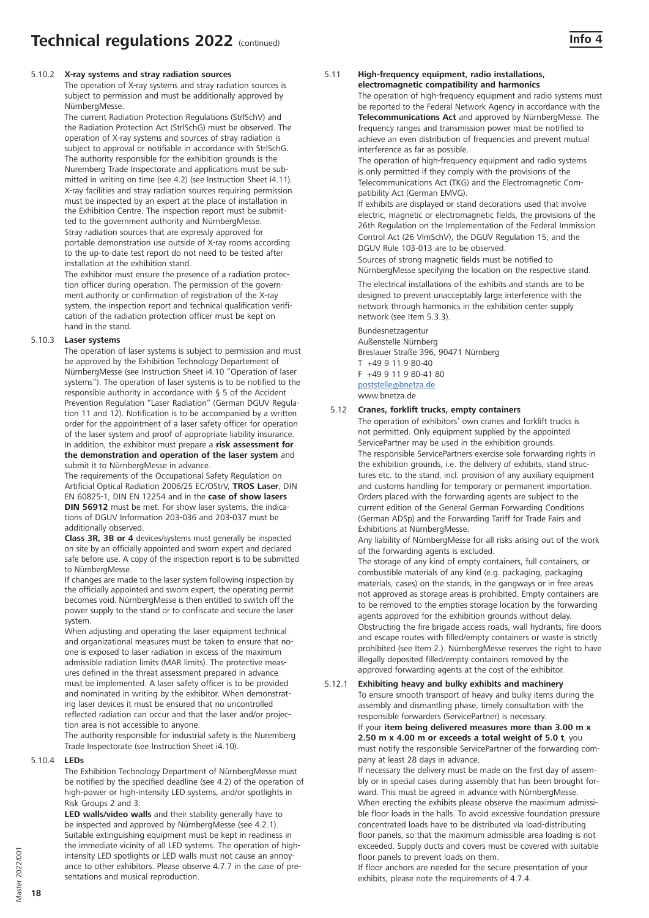# Technical regulations 2022 (continued)

**Info 4**

### 5.10.2 X-ray systems and stray radiation sources

The operation of X-ray systems and stray radiation sources is subject to permission and must be additionally approved by NürnbergMesse.

The current Radiation Protection Regulations (StrlSchV) and the Radiation Protection Act (StrlSchG) must be observed. The operation of X-ray systems and sources of stray radiation is subject to approval or notifiable in accordance with StrlSchG. The authority responsible for the exhibition grounds is the Nuremberg Trade Inspectorate and applications must be submitted in writing on time (see 4.2) (see Instruction Sheet i4.11). X-ray facilities and stray radiation sources requiring permission must be inspected by an expert at the place of installation in the Exhibition Centre. The inspection report must be submitted to the government authority and NürnbergMesse. Stray radiation sources that are expressly approved for portable demonstration use outside of X-ray rooms according to the up-to-date test report do not need to be tested after installation at the exhibition stand.

The exhibitor must ensure the presence of a radiation protection officer during operation. The permission of the government authority or confirmation of registration of the X-ray system, the inspection report and technical qualification verification of the radiation protection officer must be kept on hand in the stand.

### 5.10.3 Laser systems

The operation of laser systems is subject to permission and must be approved by the Exhibition Technology Departement of NürnbergMesse (see Instruction Sheet i4.10 "Operation of laser systems"). The operation of laser systems is to be notified to the responsible authority in accordance with § 5 of the Accident Prevention Regulation "Laser Radiation" (German DGUV Regulation 11 and 12). Notification is to be accompanied by a written order for the appointment of a laser safety officer for operation of the laser system and proof of appropriate liability insurance. In addition, the exhibitor must prepare a **risk assessment for the demonstration and operation of the laser system** and submit it to NürnbergMesse in advance.

The requirements of the Occupational Safety Regulation on Artificial Optical Radiation 2006/25 EC/OStrV, **TROS Laser**, DIN EN 60825-1, DIN EN 12254 and in the **case of show lasers DIN 56912** must be met. For show laser systems, the indications of DGUV Information 203-036 and 203-037 must be additionally observed.

**Class 3R, 3B or 4** devices/systems must generally be inspected on site by an officially appointed and sworn expert and declared safe before use. A copy of the inspection report is to be submitted to NürnbergMesse.

If changes are made to the laser system following inspection by the officially appointed and sworn expert, the operating permit becomes void. NürnbergMesse is then entitled to switch off the power supply to the stand or to confiscate and secure the laser system.

When adjusting and operating the laser equipment technical and organizational measures must be taken to ensure that no-one is exposed to laser radiation in excess of the maximum admissible radiation limits (MAR limits). The protective measures defined in the threat assessment prepared in advance must be implemented. A laser safety officer is to be provided and nominated in writing by the exhibitor. When demonstrating laser devices it must be ensured that no uncontrolled reflected radiation can occur and that the laser and/or projection area is not accessible to anyone.

The authority responsible for industrial safety is the Nuremberg Trade Inspectorate (see Instruction Sheet i4.10).

### 5.10.4 LEDs

The Exhibition Technology Department of NürnbergMesse must be notified by the specified deadline (see 4.2) of the operation of high-power or high-intensity LED systems, and/or spotlights in Risk Groups 2 and 3.

**LED walls/video walls** and their stability generally have to be inspected and approved by NürnbergMesse (see 4.2.1). Suitable extinguishing equipment must be kept in readiness in the immediate vicinity of all LED systems. The operation of high-intensity LED spotlights or LED walls must not cause an annoyance to other exhibitors. Please observe 4.7.7 in the case of presentations and musical reproduction.

### 5.11 High-frequency equipment, radio installations, electromagnetic compatibility and harmonics

The operation of high-frequency equipment and radio systems must be reported to the Federal Network Agency in accordance with the **Telecommunications Act** and approved by NürnbergMesse. The frequency ranges and transmission power must be notified to achieve an even distribution of frequencies and prevent mutual interference as far as possible.

The operation of high-frequency equipment and radio systems is only permitted if they comply with the provisions of the Telecommunications Act (TKG) and the Electromagnetic Compatibility Act (German EMVG).

If exhibits are displayed or stand decorations used that involve electric, magnetic or electromagnetic fields, the provisions of the 26th Regulation on the Implementation of the Federal Immission Control Act (26 VImSchV), the DGUV Regulation 15, and the DGUV Rule 103-013 are to be observed.

Sources of strong magnetic fields must be notified to NürnbergMesse specifying the location on the respective stand.

The electrical installations of the exhibits and stands are to be designed to prevent unacceptably large interference with the network through harmonics in the exhibition center supply network (see Item 5.3.3).

Bundesnetzagentur
Außenstelle Nürnberg
Breslauer Straße 396, 90471 Nürnberg
T +49 9 11 9 80-40
F +49 9 11 9 80-41 80
poststelle@bnetza.de
www.bnetza.de

### 5.12 Cranes, forklift trucks, empty containers

The operation of exhibitors' own cranes and forklift trucks is not permitted. Only equipment supplied by the appointed ServicePartner may be used in the exhibition grounds.

The responsible ServicePartners exercise sole forwarding rights in the exhibition grounds, i.e. the delivery of exhibits, stand structures etc. to the stand, incl. provision of any auxiliary equipment and customs handling for temporary or permanent importation. Orders placed with the forwarding agents are subject to the current edition of the General German Forwarding Conditions (German ADSp) and the Forwarding Tariff for Trade Fairs and Exhibitions at NürnbergMesse.

Any liability of NürnbergMesse for all risks arising out of the work of the forwarding agents is excluded.

The storage of any kind of empty containers, full containers, or combustible materials of any kind (e.g. packaging, packaging materials, cases) on the stands, in the gangways or in free areas not approved as storage areas is prohibited. Empty containers are to be removed to the empties storage location by the forwarding agents approved for the exhibition grounds without delay. Obstructing the fire brigade access roads, wall hydrants, fire doors and escape routes with filled/empty containers or waste is strictly prohibited (see Item 2.). NürnbergMesse reserves the right to have illegally deposited filled/empty containers removed by the approved forwarding agents at the cost of the exhibitor.

### 5.12.1 Exhibiting heavy and bulky exhibits and machinery

To ensure smooth transport of heavy and bulky items during the assembly and dismantling phase, timely consultation with the responsible forwarders (ServicePartner) is necessary.

If your **item being delivered measures more than 3.00 m x 2.50 m x 4.00 m or exceeds a total weight of 5.0 t**, you must notify the responsible ServicePartner of the forwarding company at least 28 days in advance.

If necessary the delivery must be made on the first day of assembly or in special cases during assembly that has been brought forward. This must be agreed in advance with NürnbergMesse.

When erecting the exhibits please observe the maximum admissible floor loads in the halls. To avoid excessive foundation pressure concentrated loads have to be distributed via load-distributing floor panels, so that the maximum admissible area loading is not exceeded. Supply ducts and covers must be covered with suitable floor panels to prevent loads on them.

If floor anchors are needed for the secure presentation of your exhibits, please note the requirements of 4.7.4.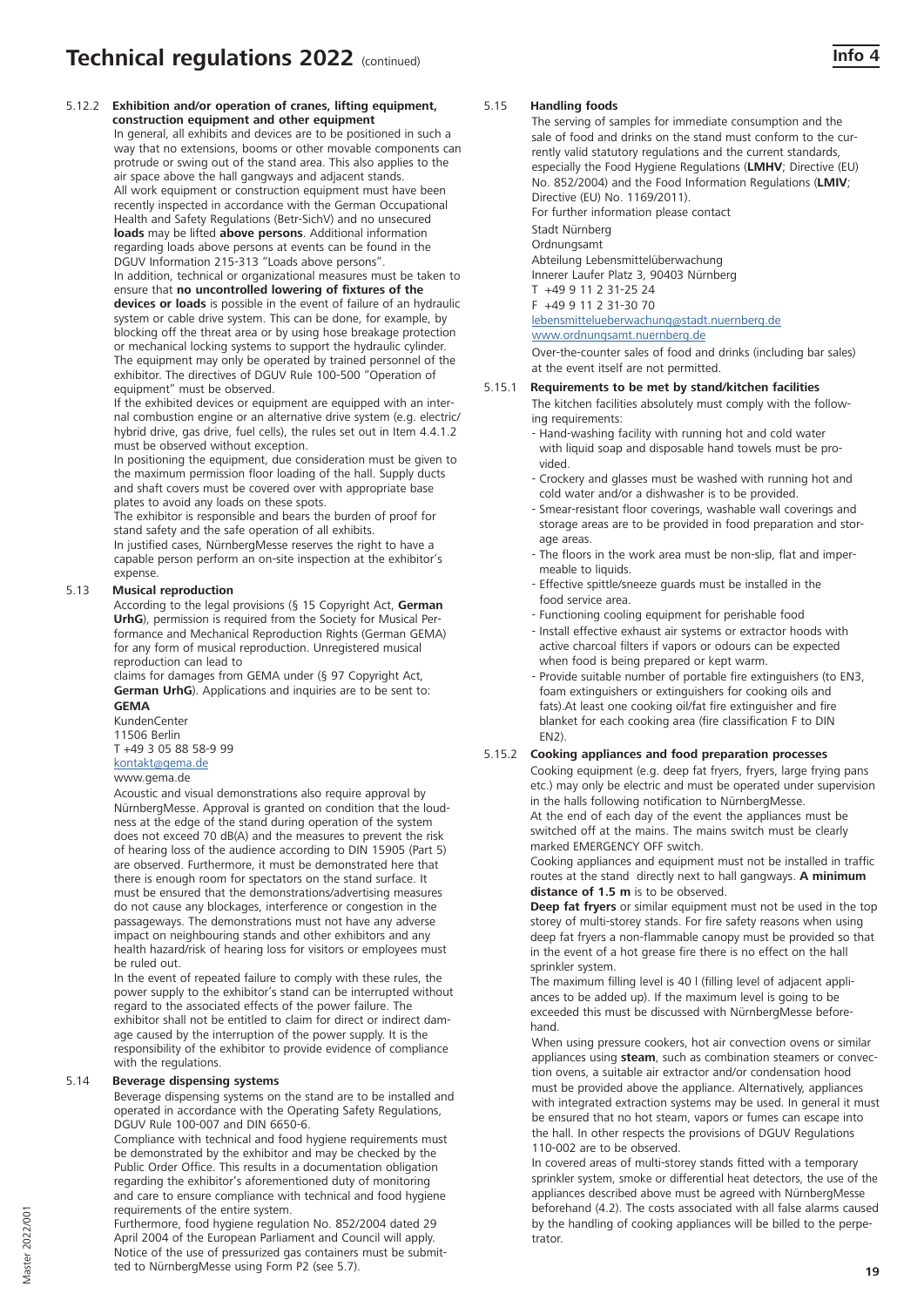# Technical regulations 2022 (continued)

Info 4

### 5.12.2 Exhibition and/or operation of cranes, lifting equipment, construction equipment and other equipment

In general, all exhibits and devices are to be positioned in such a way that no extensions, booms or other movable components can protrude or swing out of the stand area. This also applies to the air space above the hall gangways and adjacent stands.

All work equipment or construction equipment must have been recently inspected in accordance with the German Occupational Health and Safety Regulations (Betr-SichV) and no unsecured **loads** may be lifted **above persons**. Additional information regarding loads above persons at events can be found in the DGUV Information 215-313 "Loads above persons".

In addition, technical or organizational measures must be taken to ensure that **no uncontrolled lowering of fixtures of the devices or loads** is possible in the event of failure of an hydraulic system or cable drive system. This can be done, for example, by blocking off the threat area or by using hose breakage protection or mechanical locking systems to support the hydraulic cylinder. The equipment may only be operated by trained personnel of the exhibitor. The directives of DGUV Rule 100-500 "Operation of equipment" must be observed.

If the exhibited devices or equipment are equipped with an internal combustion engine or an alternative drive system (e.g. electric/hybrid drive, gas drive, fuel cells), the rules set out in Item 4.4.1.2 must be observed without exception.

In positioning the equipment, due consideration must be given to the maximum permission floor loading of the hall. Supply ducts and shaft covers must be covered over with appropriate base plates to avoid any loads on these spots.

The exhibitor is responsible and bears the burden of proof for stand safety and the safe operation of all exhibits.

In justified cases, NürnbergMesse reserves the right to have a capable person perform an on-site inspection at the exhibitor's expense.

### 5.13 Musical reproduction

According to the legal provisions (§ 15 Copyright Act, **German UrhG**), permission is required from the Society for Musical Performance and Mechanical Reproduction Rights (German GEMA) for any form of musical reproduction. Unregistered musical reproduction can lead to claims for damages from GEMA under (§ 97 Copyright Act, **German UrhG**). Applications and inquiries are to be sent to:

**GEMA**
KundenCenter
11506 Berlin
T +49 3 05 88 58-9 99
kontakt@gema.de
www.gema.de

Acoustic and visual demonstrations also require approval by NürnbergMesse. Approval is granted on condition that the loudness at the edge of the stand during operation of the system does not exceed 70 dB(A) and the measures to prevent the risk of hearing loss of the audience according to DIN 15905 (Part 5) are observed. Furthermore, it must be demonstrated here that there is enough room for spectators on the stand surface. It must be ensured that the demonstrations/advertising measures do not cause any blockages, interference or congestion in the passageways. The demonstrations must not have any adverse impact on neighbouring stands and other exhibitors and any health hazard/risk of hearing loss for visitors or employees must be ruled out.

In the event of repeated failure to comply with these rules, the power supply to the exhibitor's stand can be interrupted without regard to the associated effects of the power failure. The exhibitor shall not be entitled to claim for direct or indirect damage caused by the interruption of the power supply. It is the responsibility of the exhibitor to provide evidence of compliance with the regulations.

### 5.14 Beverage dispensing systems

Beverage dispensing systems on the stand are to be installed and operated in accordance with the Operating Safety Regulations, DGUV Rule 100-007 and DIN 6650-6.

Compliance with technical and food hygiene requirements must be demonstrated by the exhibitor and may be checked by the Public Order Office. This results in a documentation obligation regarding the exhibitor's aforementioned duty of monitoring and care to ensure compliance with technical and food hygiene requirements of the entire system.

Furthermore, food hygiene regulation No. 852/2004 dated 29 April 2004 of the European Parliament and Council will apply. Notice of the use of pressurized gas containers must be submitted to NürnbergMesse using Form P2 (see 5.7).

### 5.15 Handling foods

The serving of samples for immediate consumption and the sale of food and drinks on the stand must conform to the currently valid statutory regulations and the current standards, especially the Food Hygiene Regulations (**LMHV**; Directive (EU) No. 852/2004) and the Food Information Regulations (**LMIV**; Directive (EU) No. 1169/2011).

For further information please contact

Stadt Nürnberg
Ordnungsamt
Abteilung Lebensmittelüberwachung
Innerer Laufer Platz 3, 90403 Nürnberg
T +49 9 11 2 31-25 24
F +49 9 11 2 31-30 70
lebensmittelueberwachung@stadt.nuernberg.de
www.ordnungsamt.nuernberg.de

Over-the-counter sales of food and drinks (including bar sales) at the event itself are not permitted.

### 5.15.1 Requirements to be met by stand/kitchen facilities

The kitchen facilities absolutely must comply with the following requirements:

- Hand-washing facility with running hot and cold water with liquid soap and disposable hand towels must be provided.
- Crockery and glasses must be washed with running hot and cold water and/or a dishwasher is to be provided.
- Smear-resistant floor coverings, washable wall coverings and storage areas are to be provided in food preparation and storage areas.
- The floors in the work area must be non-slip, flat and impermeable to liquids.
- Effective spittle/sneeze guards must be installed in the food service area.
- Functioning cooling equipment for perishable food
- Install effective exhaust air systems or extractor hoods with active charcoal filters if vapors or odours can be expected when food is being prepared or kept warm.
- Provide suitable number of portable fire extinguishers (to EN3, foam extinguishers or extinguishers for cooking oils and fats).At least one cooking oil/fat fire extinguisher and fire blanket for each cooking area (fire classification F to DIN EN2).

### 5.15.2 Cooking appliances and food preparation processes

Cooking equipment (e.g. deep fat fryers, fryers, large frying pans etc.) may only be electric and must be operated under supervision in the halls following notification to NürnbergMesse.

At the end of each day of the event the appliances must be switched off at the mains. The mains switch must be clearly marked EMERGENCY OFF switch.

Cooking appliances and equipment must not be installed in traffic routes at the stand directly next to hall gangways. **A minimum distance of 1.5 m** is to be observed.

**Deep fat fryers** or similar equipment must not be used in the top storey of multi-storey stands. For fire safety reasons when using deep fat fryers a non-flammable canopy must be provided so that in the event of a hot grease fire there is no effect on the hall sprinkler system.

The maximum filling level is 40 l (filling level of adjacent appliances to be added up). If the maximum level is going to be exceeded this must be discussed with NürnbergMesse beforehand.

When using pressure cookers, hot air convection ovens or similar appliances using **steam**, such as combination steamers or convection ovens, a suitable air extractor and/or condensation hood must be provided above the appliance. Alternatively, appliances with integrated extraction systems may be used. In general it must be ensured that no hot steam, vapors or fumes can escape into the hall. In other respects the provisions of DGUV Regulations 110-002 are to be observed.

In covered areas of multi-storey stands fitted with a temporary sprinkler system, smoke or differential heat detectors, the use of the appliances described above must be agreed with NürnbergMesse beforehand (4.2). The costs associated with all false alarms caused by the handling of cooking appliances will be billed to the perpetrator.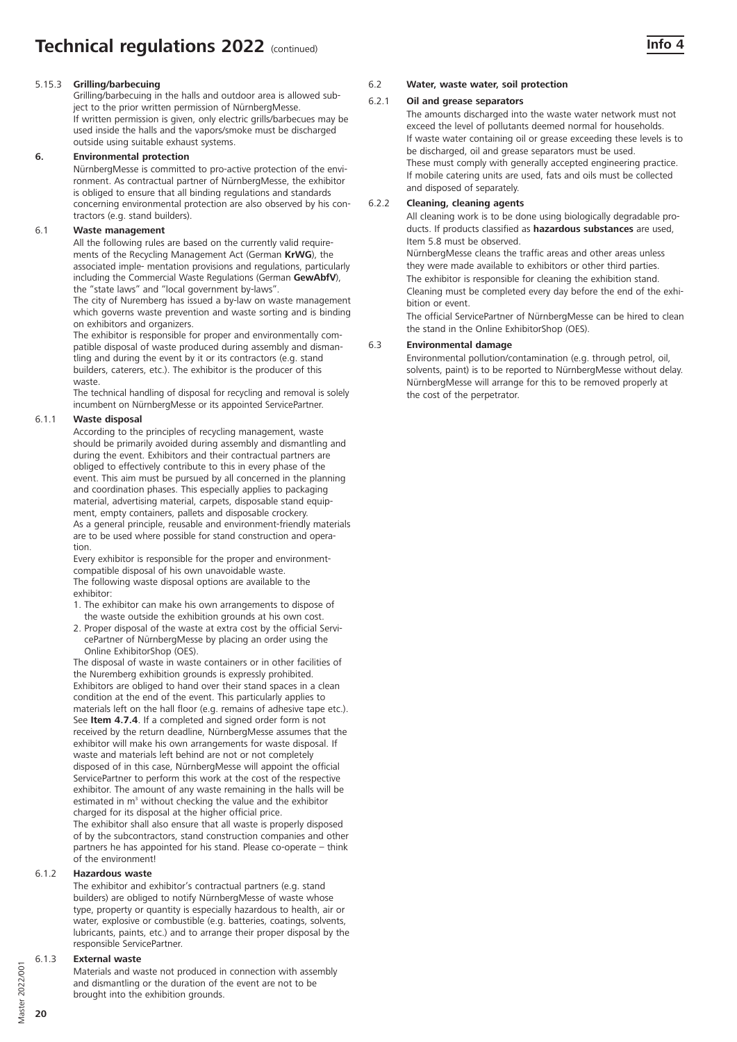# Technical regulations 2022 (continued)

### 5.15.3 Grilling/barbecuing

Grilling/barbecuing in the halls and outdoor area is allowed subject to the prior written permission of NürnbergMesse. If written permission is given, only electric grills/barbecues may be used inside the halls and the vapors/smoke must be discharged outside using suitable exhaust systems.

## 6. Environmental protection

NürnbergMesse is committed to pro-active protection of the environment. As contractual partner of NürnbergMesse, the exhibitor is obliged to ensure that all binding regulations and standards concerning environmental protection are also observed by his contractors (e.g. stand builders).

### 6.1 Waste management

All the following rules are based on the currently valid requirements of the Recycling Management Act (German **KrWG**), the associated imple- mentation provisions and regulations, particularly including the Commercial Waste Regulations (German **GewAbfV**), the "state laws" and "local government by-laws".

The city of Nuremberg has issued a by-law on waste management which governs waste prevention and waste sorting and is binding on exhibitors and organizers.

The exhibitor is responsible for proper and environmentally compatible disposal of waste produced during assembly and dismantling and during the event by it or its contractors (e.g. stand builders, caterers, etc.). The exhibitor is the producer of this waste.

The technical handling of disposal for recycling and removal is solely incumbent on NürnbergMesse or its appointed ServicePartner.

### 6.1.1 Waste disposal

According to the principles of recycling management, waste should be primarily avoided during assembly and dismantling and during the event. Exhibitors and their contractual partners are obliged to effectively contribute to this in every phase of the event. This aim must be pursued by all concerned in the planning and coordination phases. This especially applies to packaging material, advertising material, carpets, disposable stand equipment, empty containers, pallets and disposable crockery.

As a general principle, reusable and environment-friendly materials are to be used where possible for stand construction and operation.

Every exhibitor is responsible for the proper and environment-compatible disposal of his own unavoidable waste.

The following waste disposal options are available to the exhibitor:

1. The exhibitor can make his own arrangements to dispose of the waste outside the exhibition grounds at his own cost.
2. Proper disposal of the waste at extra cost by the official ServicePartner of NürnbergMesse by placing an order using the Online ExhibitorShop (OES).

The disposal of waste in waste containers or in other facilities of the Nuremberg exhibition grounds is expressly prohibited.

Exhibitors are obliged to hand over their stand spaces in a clean condition at the end of the event. This particularly applies to materials left on the hall floor (e.g. remains of adhesive tape etc.). See **Item 4.7.4**. If a completed and signed order form is not received by the return deadline, NürnbergMesse assumes that the exhibitor will make his own arrangements for waste disposal. If waste and materials left behind are not or not completely disposed of in this case, NürnbergMesse will appoint the official ServicePartner to perform this work at the cost of the respective exhibitor. The amount of any waste remaining in the halls will be estimated in m³ without checking the value and the exhibitor charged for its disposal at the higher official price.

The exhibitor shall also ensure that all waste is properly disposed of by the subcontractors, stand construction companies and other partners he has appointed for his stand. Please co-operate – think of the environment!

### 6.1.2 Hazardous waste

The exhibitor and exhibitor's contractual partners (e.g. stand builders) are obliged to notify NürnbergMesse of waste whose type, property or quantity is especially hazardous to health, air or water, explosive or combustible (e.g. batteries, coatings, solvents, lubricants, paints, etc.) and to arrange their proper disposal by the responsible ServicePartner.

### 6.1.3 External waste

Materials and waste not produced in connection with assembly and dismantling or the duration of the event are not to be brought into the exhibition grounds.

### 6.2 Water, waste water, soil protection

### 6.2.1 Oil and grease separators

The amounts discharged into the waste water network must not exceed the level of pollutants deemed normal for households. If waste water containing oil or grease exceeding these levels is to be discharged, oil and grease separators must be used.

These must comply with generally accepted engineering practice. If mobile catering units are used, fats and oils must be collected and disposed of separately.

### 6.2.2 Cleaning, cleaning agents

All cleaning work is to be done using biologically degradable products. If products classified as **hazardous substances** are used, Item 5.8 must be observed.

NürnbergMesse cleans the traffic areas and other areas unless they were made available to exhibitors or other third parties.

The exhibitor is responsible for cleaning the exhibition stand. Cleaning must be completed every day before the end of the exhibition or event.

The official ServicePartner of NürnbergMesse can be hired to clean the stand in the Online ExhibitorShop (OES).

### 6.3 Environmental damage

Environmental pollution/contamination (e.g. through petrol, oil, solvents, paint) is to be reported to NürnbergMesse without delay. NürnbergMesse will arrange for this to be removed properly at the cost of the perpetrator.